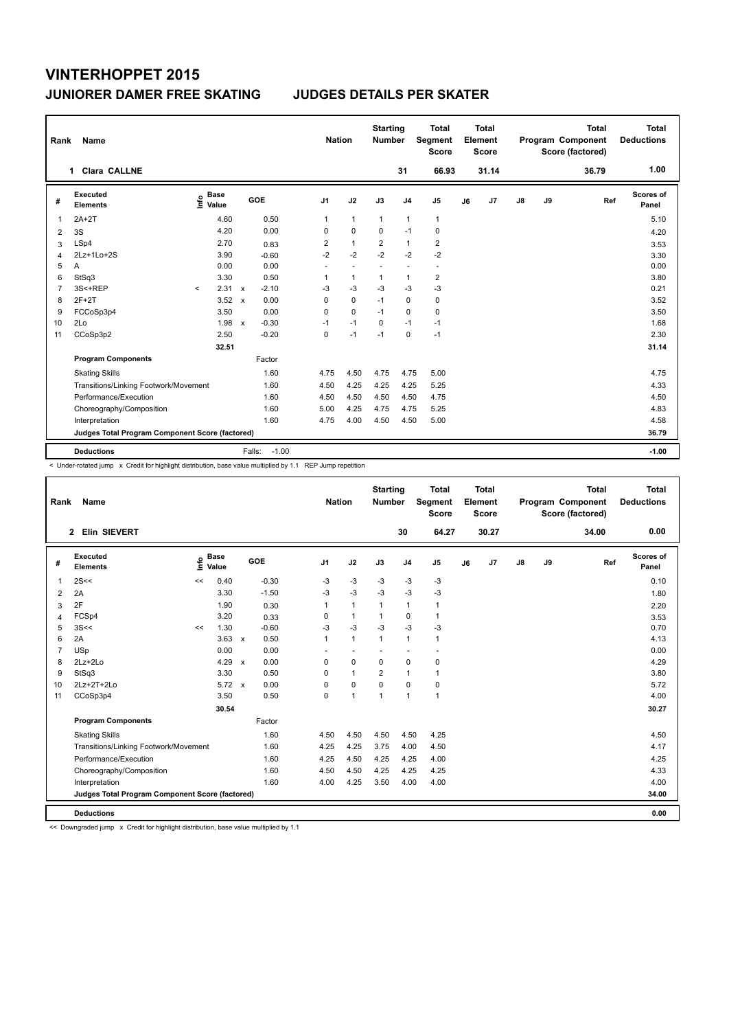# VINTERHOPPET 2015

## JUNIORER DAMER FREE SKATING JUDGES DETAILS PER SKATER

| Rank | Name | Nation | Starting Number | Total Segment Score | Total Element Score | Total Program Component Score (factored) | Total Deductions |
|---|---|---|---|---|---|---|---|
| 1 | Clara CALLNE | | 31 | 66.93 | 31.14 | 36.79 | 1.00 |

| # | Executed Elements | Info | Base Value | | GOE | J1 | J2 | J3 | J4 | J5 | J6 | J7 | J8 | J9 | Ref | Scores of Panel |
|---|---|---|---|---|---|---|---|---|---|---|---|---|---|---|---|---|
| 1 | 2A+2T | | 4.60 | | 0.50 | 1 | 1 | 1 | 1 | 1 | | | | | | 5.10 |
| 2 | 3S | | 4.20 | | 0.00 | 0 | 0 | 0 | -1 | 0 | | | | | | 4.20 |
| 3 | LSp4 | | 2.70 | | 0.83 | 2 | 1 | 2 | 1 | 2 | | | | | | 3.53 |
| 4 | 2Lz+1Lo+2S | | 3.90 | | -0.60 | -2 | -2 | -2 | -2 | -2 | | | | | | 3.30 |
| 5 | A | | 0.00 | | 0.00 | - | - | - | - | - | | | | | | 0.00 |
| 6 | StSq3 | | 3.30 | | 0.50 | 1 | 1 | 1 | 1 | 2 | | | | | | 3.80 |
| 7 | 3S<+REP | < | 2.31 | x | -2.10 | -3 | -3 | -3 | -3 | -3 | | | | | | 0.21 |
| 8 | 2F+2T | | 3.52 | x | 0.00 | 0 | 0 | -1 | 0 | 0 | | | | | | 3.52 |
| 9 | FCCoSp3p4 | | 3.50 | | 0.00 | 0 | 0 | -1 | 0 | 0 | | | | | | 3.50 |
| 10 | 2Lo | | 1.98 | x | -0.30 | -1 | -1 | 0 | -1 | -1 | | | | | | 1.68 |
| 11 | CCoSp3p2 | | 2.50 | | -0.20 | 0 | -1 | -1 | 0 | -1 | | | | | | 2.30 |
| | | | 32.51 | | | | | | | | | | | | | 31.14 |
| | **Program Components** | | | | Factor | | | | | | | | | | | |
| | Skating Skills | | | | 1.60 | 4.75 | 4.50 | 4.75 | 4.75 | 5.00 | | | | | | 4.75 |
| | Transitions/Linking Footwork/Movement | | | | 1.60 | 4.50 | 4.25 | 4.25 | 4.25 | 5.25 | | | | | | 4.33 |
| | Performance/Execution | | | | 1.60 | 4.50 | 4.50 | 4.50 | 4.50 | 4.75 | | | | | | 4.50 |
| | Choreography/Composition | | | | 1.60 | 5.00 | 4.25 | 4.75 | 4.75 | 5.25 | | | | | | 4.83 |
| | Interpretation | | | | 1.60 | 4.75 | 4.00 | 4.50 | 4.50 | 5.00 | | | | | | 4.58 |
| | **Judges Total Program Component Score (factored)** | | | | | | | | | | | | | | | 36.79 |
| | **Deductions** | | | | Falls: -1.00 | | | | | | | | | | | -1.00 |

< Under-rotated jump x Credit for highlight distribution, base value multiplied by 1.1 REP Jump repetition

| Rank | Name | Nation | Starting Number | Total Segment Score | Total Element Score | Total Program Component Score (factored) | Total Deductions |
|---|---|---|---|---|---|---|---|
| 2 | Elin SIEVERT | | 30 | 64.27 | 30.27 | 34.00 | 0.00 |

| # | Executed Elements | Info | Base Value | | GOE | J1 | J2 | J3 | J4 | J5 | J6 | J7 | J8 | J9 | Ref | Scores of Panel |
|---|---|---|---|---|---|---|---|---|---|---|---|---|---|---|---|---|
| 1 | 2S<< | << | 0.40 | | -0.30 | -3 | -3 | -3 | -3 | -3 | | | | | | 0.10 |
| 2 | 2A | | 3.30 | | -1.50 | -3 | -3 | -3 | -3 | -3 | | | | | | 1.80 |
| 3 | 2F | | 1.90 | | 0.30 | 1 | 1 | 1 | 1 | 1 | | | | | | 2.20 |
| 4 | FCSp4 | | 3.20 | | 0.33 | 0 | 1 | 1 | 0 | 1 | | | | | | 3.53 |
| 5 | 3S<< | << | 1.30 | | -0.60 | -3 | -3 | -3 | -3 | -3 | | | | | | 0.70 |
| 6 | 2A | | 3.63 | x | 0.50 | 1 | 1 | 1 | 1 | 1 | | | | | | 4.13 |
| 7 | USp | | 0.00 | | 0.00 | - | - | - | - | - | | | | | | 0.00 |
| 8 | 2Lz+2Lo | | 4.29 | x | 0.00 | 0 | 0 | 0 | 0 | 0 | | | | | | 4.29 |
| 9 | StSq3 | | 3.30 | | 0.50 | 0 | 1 | 2 | 1 | 1 | | | | | | 3.80 |
| 10 | 2Lz+2T+2Lo | | 5.72 | x | 0.00 | 0 | 0 | 0 | 0 | 0 | | | | | | 5.72 |
| 11 | CCoSp3p4 | | 3.50 | | 0.50 | 0 | 1 | 1 | 1 | 1 | | | | | | 4.00 |
| | | | 30.54 | | | | | | | | | | | | | 30.27 |
| | **Program Components** | | | | Factor | | | | | | | | | | | |
| | Skating Skills | | | | 1.60 | 4.50 | 4.50 | 4.50 | 4.50 | 4.25 | | | | | | 4.50 |
| | Transitions/Linking Footwork/Movement | | | | 1.60 | 4.25 | 4.25 | 3.75 | 4.00 | 4.50 | | | | | | 4.17 |
| | Performance/Execution | | | | 1.60 | 4.25 | 4.50 | 4.25 | 4.25 | 4.00 | | | | | | 4.25 |
| | Choreography/Composition | | | | 1.60 | 4.50 | 4.50 | 4.25 | 4.25 | 4.25 | | | | | | 4.33 |
| | Interpretation | | | | 1.60 | 4.00 | 4.25 | 3.50 | 4.00 | 4.00 | | | | | | 4.00 |
| | **Judges Total Program Component Score (factored)** | | | | | | | | | | | | | | | 34.00 |
| | **Deductions** | | | | | | | | | | | | | | | 0.00 |

<< Downgraded jump x Credit for highlight distribution, base value multiplied by 1.1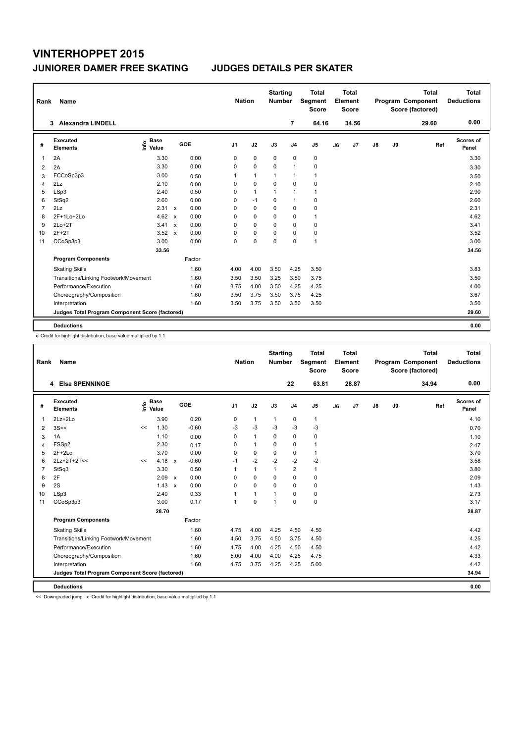# VINTERHOPPET 2015

## JUNIORER DAMER FREE SKATING — JUDGES DETAILS PER SKATER

| Rank | Name | Nation | Starting Number | Total Segment Score | Total Element Score | Total Program Component Score (factored) | Total Deductions |
|---|---|---|---|---|---|---|---|
| 3 | Alexandra LINDELL | | 7 | 64.16 | 34.56 | 29.60 | 0.00 |

| # | Executed Elements | Info | Base Value | | GOE | J1 | J2 | J3 | J4 | J5 | J6 | J7 | J8 | J9 | Ref | Scores of Panel |
|---|---|---|---|---|---|---|---|---|---|---|---|---|---|---|---|---|
| 1 | 2A | | 3.30 | | 0.00 | 0 | 0 | 0 | 0 | 0 | | | | | | 3.30 |
| 2 | 2A | | 3.30 | | 0.00 | 0 | 0 | 0 | 1 | 0 | | | | | | 3.30 |
| 3 | FCCoSp3p3 | | 3.00 | | 0.50 | 1 | 1 | 1 | 1 | 1 | | | | | | 3.50 |
| 4 | 2Lz | | 2.10 | | 0.00 | 0 | 0 | 0 | 0 | 0 | | | | | | 2.10 |
| 5 | LSp3 | | 2.40 | | 0.50 | 0 | 1 | 1 | 1 | 1 | | | | | | 2.90 |
| 6 | StSq2 | | 2.60 | | 0.00 | 0 | -1 | 0 | 1 | 0 | | | | | | 2.60 |
| 7 | 2Lz | | 2.31 | x | 0.00 | 0 | 0 | 0 | 0 | 0 | | | | | | 2.31 |
| 8 | 2F+1Lo+2Lo | | 4.62 | x | 0.00 | 0 | 0 | 0 | 0 | 1 | | | | | | 4.62 |
| 9 | 2Lo+2T | | 3.41 | x | 0.00 | 0 | 0 | 0 | 0 | 0 | | | | | | 3.41 |
| 10 | 2F+2T | | 3.52 | x | 0.00 | 0 | 0 | 0 | 0 | 0 | | | | | | 3.52 |
| 11 | CCoSp3p3 | | 3.00 | | 0.00 | 0 | 0 | 0 | 0 | 1 | | | | | | 3.00 |
| | | | 33.56 | | | | | | | | | | | | | 34.56 |
| | **Program Components** | | | | Factor | | | | | | | | | | | |
| | Skating Skills | | | | 1.60 | 4.00 | 4.00 | 3.50 | 4.25 | 3.50 | | | | | | 3.83 |
| | Transitions/Linking Footwork/Movement | | | | 1.60 | 3.50 | 3.50 | 3.25 | 3.50 | 3.75 | | | | | | 3.50 |
| | Performance/Execution | | | | 1.60 | 3.75 | 4.00 | 3.50 | 4.25 | 4.25 | | | | | | 4.00 |
| | Choreography/Composition | | | | 1.60 | 3.50 | 3.75 | 3.50 | 3.75 | 4.25 | | | | | | 3.67 |
| | Interpretation | | | | 1.60 | 3.50 | 3.75 | 3.50 | 3.50 | 3.50 | | | | | | 3.50 |
| | **Judges Total Program Component Score (factored)** | | | | | | | | | | | | | | | 29.60 |
| | **Deductions** | | | | | | | | | | | | | | | 0.00 |

x Credit for highlight distribution, base value multiplied by 1.1

| Rank | Name | Nation | Starting Number | Total Segment Score | Total Element Score | Total Program Component Score (factored) | Total Deductions |
|---|---|---|---|---|---|---|---|
| 4 | Elsa SPENNINGE | | 22 | 63.81 | 28.87 | 34.94 | 0.00 |

| # | Executed Elements | Info | Base Value | | GOE | J1 | J2 | J3 | J4 | J5 | J6 | J7 | J8 | J9 | Ref | Scores of Panel |
|---|---|---|---|---|---|---|---|---|---|---|---|---|---|---|---|---|
| 1 | 2Lz+2Lo | | 3.90 | | 0.20 | 0 | 1 | 1 | 0 | 1 | | | | | | 4.10 |
| 2 | 3S<< | << | 1.30 | | -0.60 | -3 | -3 | -3 | -3 | -3 | | | | | | 0.70 |
| 3 | 1A | | 1.10 | | 0.00 | 0 | 1 | 0 | 0 | 0 | | | | | | 1.10 |
| 4 | FSSp2 | | 2.30 | | 0.17 | 0 | 1 | 0 | 0 | 1 | | | | | | 2.47 |
| 5 | 2F+2Lo | | 3.70 | | 0.00 | 0 | 0 | 0 | 0 | 1 | | | | | | 3.70 |
| 6 | 2Lz+2T+2T<< | << | 4.18 | x | -0.60 | -1 | -2 | -2 | -2 | -2 | | | | | | 3.58 |
| 7 | StSq3 | | 3.30 | | 0.50 | 1 | 1 | 1 | 2 | 1 | | | | | | 3.80 |
| 8 | 2F | | 2.09 | x | 0.00 | 0 | 0 | 0 | 0 | 0 | | | | | | 2.09 |
| 9 | 2S | | 1.43 | x | 0.00 | 0 | 0 | 0 | 0 | 0 | | | | | | 1.43 |
| 10 | LSp3 | | 2.40 | | 0.33 | 1 | 1 | 1 | 0 | 0 | | | | | | 2.73 |
| 11 | CCoSp3p3 | | 3.00 | | 0.17 | 1 | 0 | 1 | 0 | 0 | | | | | | 3.17 |
| | | | 28.70 | | | | | | | | | | | | | 28.87 |
| | **Program Components** | | | | Factor | | | | | | | | | | | |
| | Skating Skills | | | | 1.60 | 4.75 | 4.00 | 4.25 | 4.50 | 4.50 | | | | | | 4.42 |
| | Transitions/Linking Footwork/Movement | | | | 1.60 | 4.50 | 3.75 | 4.50 | 3.75 | 4.50 | | | | | | 4.25 |
| | Performance/Execution | | | | 1.60 | 4.75 | 4.00 | 4.25 | 4.50 | 4.50 | | | | | | 4.42 |
| | Choreography/Composition | | | | 1.60 | 5.00 | 4.00 | 4.00 | 4.25 | 4.75 | | | | | | 4.33 |
| | Interpretation | | | | 1.60 | 4.75 | 3.75 | 4.25 | 4.25 | 5.00 | | | | | | 4.42 |
| | **Judges Total Program Component Score (factored)** | | | | | | | | | | | | | | | 34.94 |
| | **Deductions** | | | | | | | | | | | | | | | 0.00 |

<< Downgraded jump x Credit for highlight distribution, base value multiplied by 1.1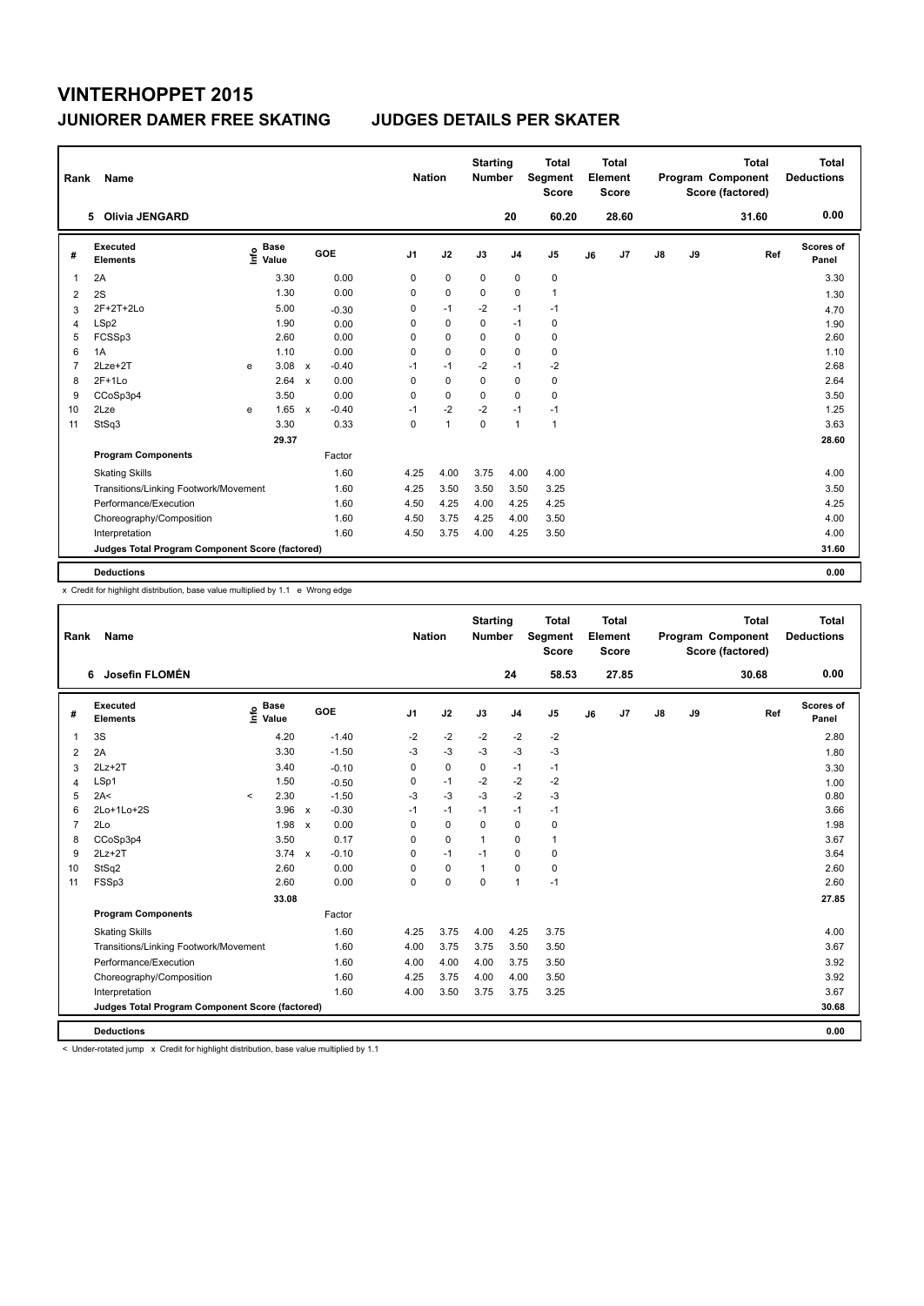# VINTERHOPPET 2015

## JUNIORER DAMER FREE SKATING JUDGES DETAILS PER SKATER

| Rank | Name | Nation | Starting Number | Total Segment Score | Total Element Score | Total Program Component Score (factored) | Total Deductions |
|---|---|---|---|---|---|---|---|
| 5 | Olivia JENGARD | | 20 | 60.20 | 28.60 | 31.60 | 0.00 |

| # | Executed Elements | Info | Base Value | | GOE | J1 | J2 | J3 | J4 | J5 | J6 | J7 | J8 | J9 | Ref | Scores of Panel |
|---|---|---|---|---|---|---|---|---|---|---|---|---|---|---|---|---|
| 1 | 2A | | 3.30 | | 0.00 | 0 | 0 | 0 | 0 | 0 | | | | | | 3.30 |
| 2 | 2S | | 1.30 | | 0.00 | 0 | 0 | 0 | 0 | 1 | | | | | | 1.30 |
| 3 | 2F+2T+2Lo | | 5.00 | | -0.30 | 0 | -1 | -2 | -1 | -1 | | | | | | 4.70 |
| 4 | LSp2 | | 1.90 | | 0.00 | 0 | 0 | 0 | -1 | 0 | | | | | | 1.90 |
| 5 | FCSSp3 | | 2.60 | | 0.00 | 0 | 0 | 0 | 0 | 0 | | | | | | 2.60 |
| 6 | 1A | | 1.10 | | 0.00 | 0 | 0 | 0 | 0 | 0 | | | | | | 1.10 |
| 7 | 2Lze+2T | e | 3.08 | x | -0.40 | -1 | -1 | -2 | -1 | -2 | | | | | | 2.68 |
| 8 | 2F+1Lo | | 2.64 | x | 0.00 | 0 | 0 | 0 | 0 | 0 | | | | | | 2.64 |
| 9 | CCoSp3p4 | | 3.50 | | 0.00 | 0 | 0 | 0 | 0 | 0 | | | | | | 3.50 |
| 10 | 2Lze | e | 1.65 | x | -0.40 | -1 | -2 | -2 | -1 | -1 | | | | | | 1.25 |
| 11 | StSq3 | | 3.30 | | 0.33 | 0 | 1 | 0 | 1 | 1 | | | | | | 3.63 |
| | | | 29.37 | | | | | | | | | | | | | 28.60 |
| | **Program Components** | | | | Factor | | | | | | | | | | | |
| | Skating Skills | | | | 1.60 | 4.25 | 4.00 | 3.75 | 4.00 | 4.00 | | | | | | 4.00 |
| | Transitions/Linking Footwork/Movement | | | | 1.60 | 4.25 | 3.50 | 3.50 | 3.50 | 3.25 | | | | | | 3.50 |
| | Performance/Execution | | | | 1.60 | 4.50 | 4.25 | 4.00 | 4.25 | 4.25 | | | | | | 4.25 |
| | Choreography/Composition | | | | 1.60 | 4.50 | 3.75 | 4.25 | 4.00 | 3.50 | | | | | | 4.00 |
| | Interpretation | | | | 1.60 | 4.50 | 3.75 | 4.00 | 4.25 | 3.50 | | | | | | 4.00 |
| | **Judges Total Program Component Score (factored)** | | | | | | | | | | | | | | | 31.60 |
| | **Deductions** | | | | | | | | | | | | | | | 0.00 |

x Credit for highlight distribution, base value multiplied by 1.1 e Wrong edge

| Rank | Name | Nation | Starting Number | Total Segment Score | Total Element Score | Total Program Component Score (factored) | Total Deductions |
|---|---|---|---|---|---|---|---|
| 6 | Josefin FLOMÉN | | 24 | 58.53 | 27.85 | 30.68 | 0.00 |

| # | Executed Elements | Info | Base Value | | GOE | J1 | J2 | J3 | J4 | J5 | J6 | J7 | J8 | J9 | Ref | Scores of Panel |
|---|---|---|---|---|---|---|---|---|---|---|---|---|---|---|---|---|
| 1 | 3S | | 4.20 | | -1.40 | -2 | -2 | -2 | -2 | -2 | | | | | | 2.80 |
| 2 | 2A | | 3.30 | | -1.50 | -3 | -3 | -3 | -3 | -3 | | | | | | 1.80 |
| 3 | 2Lz+2T | | 3.40 | | -0.10 | 0 | 0 | 0 | -1 | -1 | | | | | | 3.30 |
| 4 | LSp1 | | 1.50 | | -0.50 | 0 | -1 | -2 | -2 | -2 | | | | | | 1.00 |
| 5 | 2A< | < | 2.30 | | -1.50 | -3 | -3 | -3 | -2 | -3 | | | | | | 0.80 |
| 6 | 2Lo+1Lo+2S | | 3.96 | x | -0.30 | -1 | -1 | -1 | -1 | -1 | | | | | | 3.66 |
| 7 | 2Lo | | 1.98 | x | 0.00 | 0 | 0 | 0 | 0 | 0 | | | | | | 1.98 |
| 8 | CCoSp3p4 | | 3.50 | | 0.17 | 0 | 0 | 1 | 0 | 1 | | | | | | 3.67 |
| 9 | 2Lz+2T | | 3.74 | x | -0.10 | 0 | -1 | -1 | 0 | 0 | | | | | | 3.64 |
| 10 | StSq2 | | 2.60 | | 0.00 | 0 | 0 | 1 | 0 | 0 | | | | | | 2.60 |
| 11 | FSSp3 | | 2.60 | | 0.00 | 0 | 0 | 0 | 1 | -1 | | | | | | 2.60 |
| | | | 33.08 | | | | | | | | | | | | | 27.85 |
| | **Program Components** | | | | Factor | | | | | | | | | | | |
| | Skating Skills | | | | 1.60 | 4.25 | 3.75 | 4.00 | 4.25 | 3.75 | | | | | | 4.00 |
| | Transitions/Linking Footwork/Movement | | | | 1.60 | 4.00 | 3.75 | 3.75 | 3.50 | 3.50 | | | | | | 3.67 |
| | Performance/Execution | | | | 1.60 | 4.00 | 4.00 | 4.00 | 3.75 | 3.50 | | | | | | 3.92 |
| | Choreography/Composition | | | | 1.60 | 4.25 | 3.75 | 4.00 | 4.00 | 3.50 | | | | | | 3.92 |
| | Interpretation | | | | 1.60 | 4.00 | 3.50 | 3.75 | 3.75 | 3.25 | | | | | | 3.67 |
| | **Judges Total Program Component Score (factored)** | | | | | | | | | | | | | | | 30.68 |
| | **Deductions** | | | | | | | | | | | | | | | 0.00 |

< Under-rotated jump x Credit for highlight distribution, base value multiplied by 1.1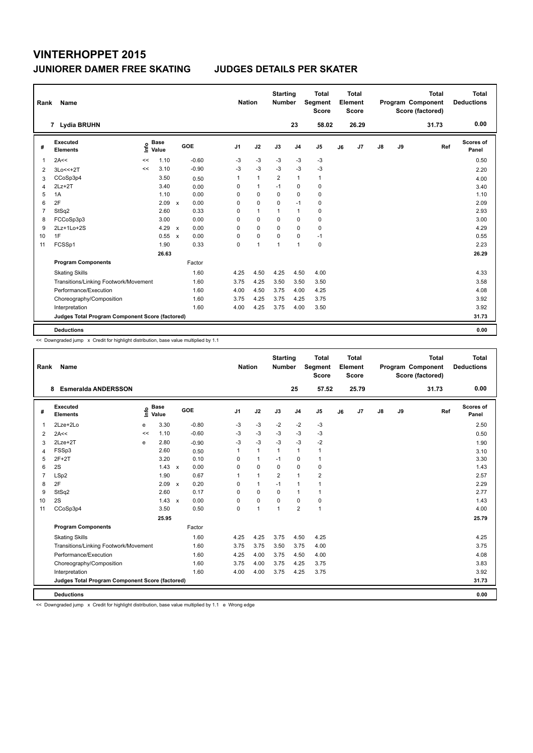# VINTERHOPPET 2015

## JUNIORER DAMER FREE SKATING    JUDGES DETAILS PER SKATER

| Rank | Name | Nation | Starting Number | Total Segment Score | Total Element Score | Total Program Component Score (factored) | Total Deductions |
|---|---|---|---|---|---|---|---|
| 7 | Lydia BRUHN | | 23 | 58.02 | 26.29 | 31.73 | 0.00 |

| # | Executed Elements | Info | Base Value | | GOE | J1 | J2 | J3 | J4 | J5 | J6 | J7 | J8 | J9 | Ref | Scores of Panel |
|---|---|---|---|---|---|---|---|---|---|---|---|---|---|---|---|---|
| 1 | 2A<< | << | 1.10 | | -0.60 | -3 | -3 | -3 | -3 | -3 | | | | | | 0.50 |
| 2 | 3Lo<<+2T | << | 3.10 | | -0.90 | -3 | -3 | -3 | -3 | -3 | | | | | | 2.20 |
| 3 | CCoSp3p4 | | 3.50 | | 0.50 | 1 | 1 | 2 | 1 | 1 | | | | | | 4.00 |
| 4 | 2Lz+2T | | 3.40 | | 0.00 | 0 | 1 | -1 | 0 | 0 | | | | | | 3.40 |
| 5 | 1A | | 1.10 | | 0.00 | 0 | 0 | 0 | 0 | 0 | | | | | | 1.10 |
| 6 | 2F | | 2.09 | x | 0.00 | 0 | 0 | 0 | -1 | 0 | | | | | | 2.09 |
| 7 | StSq2 | | 2.60 | | 0.33 | 0 | 1 | 1 | 1 | 0 | | | | | | 2.93 |
| 8 | FCCoSp3p3 | | 3.00 | | 0.00 | 0 | 0 | 0 | 0 | 0 | | | | | | 3.00 |
| 9 | 2Lz+1Lo+2S | | 4.29 | x | 0.00 | 0 | 0 | 0 | 0 | 0 | | | | | | 4.29 |
| 10 | 1F | | 0.55 | x | 0.00 | 0 | 0 | 0 | 0 | -1 | | | | | | 0.55 |
| 11 | FCSSp1 | | 1.90 | | 0.33 | 0 | 1 | 1 | 1 | 0 | | | | | | 2.23 |
| | | | 26.63 | | | | | | | | | | | | | 26.29 |
| | **Program Components** | | | | Factor | | | | | | | | | | | |
| | Skating Skills | | | | 1.60 | 4.25 | 4.50 | 4.25 | 4.50 | 4.00 | | | | | | 4.33 |
| | Transitions/Linking Footwork/Movement | | | | 1.60 | 3.75 | 4.25 | 3.50 | 3.50 | 3.50 | | | | | | 3.58 |
| | Performance/Execution | | | | 1.60 | 4.00 | 4.50 | 3.75 | 4.00 | 4.25 | | | | | | 4.08 |
| | Choreography/Composition | | | | 1.60 | 3.75 | 4.25 | 3.75 | 4.25 | 3.75 | | | | | | 3.92 |
| | Interpretation | | | | 1.60 | 4.00 | 4.25 | 3.75 | 4.00 | 3.50 | | | | | | 3.92 |
| | **Judges Total Program Component Score (factored)** | | | | | | | | | | | | | | | 31.73 |
| | **Deductions** | | | | | | | | | | | | | | | 0.00 |

<< Downgraded jump x Credit for highlight distribution, base value multiplied by 1.1

| Rank | Name | Nation | Starting Number | Total Segment Score | Total Element Score | Total Program Component Score (factored) | Total Deductions |
|---|---|---|---|---|---|---|---|
| 8 | Esmeralda ANDERSSON | | 25 | 57.52 | 25.79 | 31.73 | 0.00 |

| # | Executed Elements | Info | Base Value | | GOE | J1 | J2 | J3 | J4 | J5 | J6 | J7 | J8 | J9 | Ref | Scores of Panel |
|---|---|---|---|---|---|---|---|---|---|---|---|---|---|---|---|---|
| 1 | 2Lze+2Lo | e | 3.30 | | -0.80 | -3 | -3 | -2 | -2 | -3 | | | | | | 2.50 |
| 2 | 2A<< | << | 1.10 | | -0.60 | -3 | -3 | -3 | -3 | -3 | | | | | | 0.50 |
| 3 | 2Lze+2T | e | 2.80 | | -0.90 | -3 | -3 | -3 | -3 | -2 | | | | | | 1.90 |
| 4 | FSSp3 | | 2.60 | | 0.50 | 1 | 1 | 1 | 1 | 1 | | | | | | 3.10 |
| 5 | 2F+2T | | 3.20 | | 0.10 | 0 | 1 | -1 | 0 | 1 | | | | | | 3.30 |
| 6 | 2S | | 1.43 | x | 0.00 | 0 | 0 | 0 | 0 | 0 | | | | | | 1.43 |
| 7 | LSp2 | | 1.90 | | 0.67 | 1 | 1 | 2 | 1 | 2 | | | | | | 2.57 |
| 8 | 2F | | 2.09 | x | 0.20 | 0 | 1 | -1 | 1 | 1 | | | | | | 2.29 |
| 9 | StSq2 | | 2.60 | | 0.17 | 0 | 0 | 0 | 1 | 1 | | | | | | 2.77 |
| 10 | 2S | | 1.43 | x | 0.00 | 0 | 0 | 0 | 0 | 0 | | | | | | 1.43 |
| 11 | CCoSp3p4 | | 3.50 | | 0.50 | 0 | 1 | 1 | 2 | 1 | | | | | | 4.00 |
| | | | 25.95 | | | | | | | | | | | | | 25.79 |
| | **Program Components** | | | | Factor | | | | | | | | | | | |
| | Skating Skills | | | | 1.60 | 4.25 | 4.25 | 3.75 | 4.50 | 4.25 | | | | | | 4.25 |
| | Transitions/Linking Footwork/Movement | | | | 1.60 | 3.75 | 3.75 | 3.50 | 3.75 | 4.00 | | | | | | 3.75 |
| | Performance/Execution | | | | 1.60 | 4.25 | 4.00 | 3.75 | 4.50 | 4.00 | | | | | | 4.08 |
| | Choreography/Composition | | | | 1.60 | 3.75 | 4.00 | 3.75 | 4.25 | 3.75 | | | | | | 3.83 |
| | Interpretation | | | | 1.60 | 4.00 | 4.00 | 3.75 | 4.25 | 3.75 | | | | | | 3.92 |
| | **Judges Total Program Component Score (factored)** | | | | | | | | | | | | | | | 31.73 |
| | **Deductions** | | | | | | | | | | | | | | | 0.00 |

<< Downgraded jump x Credit for highlight distribution, base value multiplied by 1.1 e Wrong edge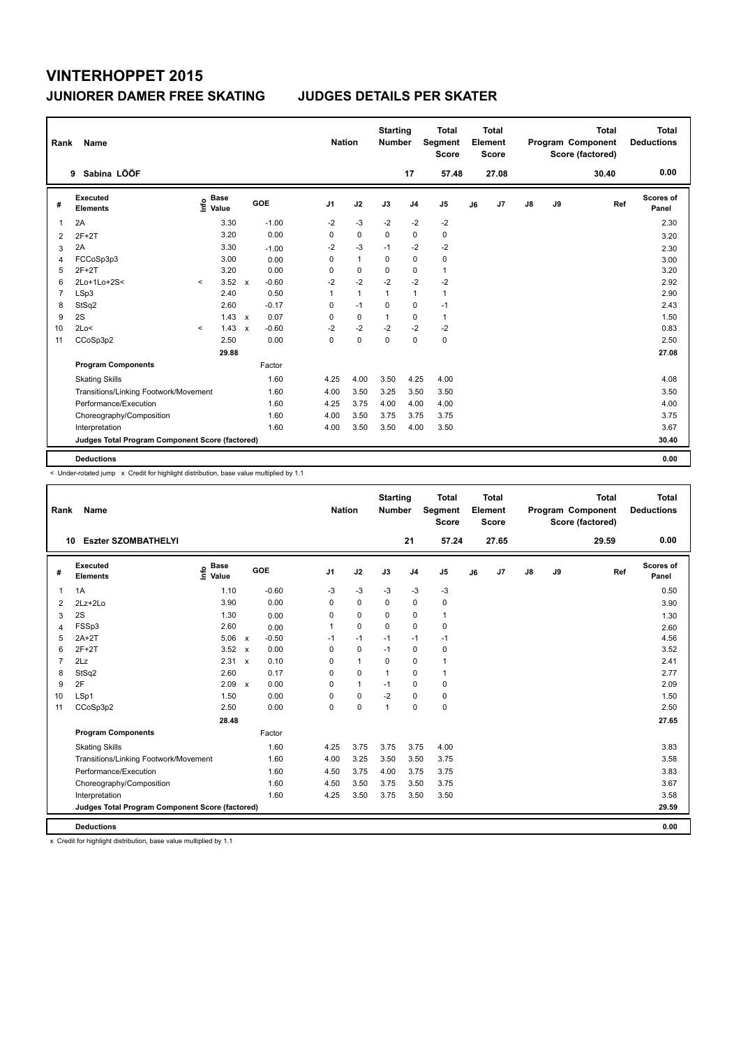# VINTERHOPPET 2015

## JUNIORER DAMER FREE SKATING — JUDGES DETAILS PER SKATER

| Rank | Name | Nation | Starting Number | Total Segment Score | Total Element Score | Total Program Component Score (factored) | Total Deductions |
|---|---|---|---|---|---|---|---|
| 9 | Sabina LÖÖF | | 17 | 57.48 | 27.08 | 30.40 | 0.00 |

| # | Executed Elements | Info | Base Value | | GOE | J1 | J2 | J3 | J4 | J5 | J6 | J7 | J8 | J9 | Ref | Scores of Panel |
|---|---|---|---|---|---|---|---|---|---|---|---|---|---|---|---|---|
| 1 | 2A | | 3.30 | | -1.00 | -2 | -3 | -2 | -2 | -2 | | | | | | 2.30 |
| 2 | 2F+2T | | 3.20 | | 0.00 | 0 | 0 | 0 | 0 | 0 | | | | | | 3.20 |
| 3 | 2A | | 3.30 | | -1.00 | -2 | -3 | -1 | -2 | -2 | | | | | | 2.30 |
| 4 | FCCoSp3p3 | | 3.00 | | 0.00 | 0 | 1 | 0 | 0 | 0 | | | | | | 3.00 |
| 5 | 2F+2T | | 3.20 | | 0.00 | 0 | 0 | 0 | 0 | 1 | | | | | | 3.20 |
| 6 | 2Lo+1Lo+2S< | < | 3.52 | x | -0.60 | -2 | -2 | -2 | -2 | -2 | | | | | | 2.92 |
| 7 | LSp3 | | 2.40 | | 0.50 | 1 | 1 | 1 | 1 | 1 | | | | | | 2.90 |
| 8 | StSq2 | | 2.60 | | -0.17 | 0 | -1 | 0 | 0 | -1 | | | | | | 2.43 |
| 9 | 2S | | 1.43 | x | 0.07 | 0 | 0 | 1 | 0 | 1 | | | | | | 1.50 |
| 10 | 2Lo< | < | 1.43 | x | -0.60 | -2 | -2 | -2 | -2 | -2 | | | | | | 0.83 |
| 11 | CCoSp3p2 | | 2.50 | | 0.00 | 0 | 0 | 0 | 0 | 0 | | | | | | 2.50 |
| | | | 29.88 | | | | | | | | | | | | | 27.08 |
| | **Program Components** | | | | Factor | | | | | | | | | | | |
| | Skating Skills | | | | 1.60 | 4.25 | 4.00 | 3.50 | 4.25 | 4.00 | | | | | | 4.08 |
| | Transitions/Linking Footwork/Movement | | | | 1.60 | 4.00 | 3.50 | 3.25 | 3.50 | 3.50 | | | | | | 3.50 |
| | Performance/Execution | | | | 1.60 | 4.25 | 3.75 | 4.00 | 4.00 | 4.00 | | | | | | 4.00 |
| | Choreography/Composition | | | | 1.60 | 4.00 | 3.50 | 3.75 | 3.75 | 3.75 | | | | | | 3.75 |
| | Interpretation | | | | 1.60 | 4.00 | 3.50 | 3.50 | 4.00 | 3.50 | | | | | | 3.67 |
| | **Judges Total Program Component Score (factored)** | | | | | | | | | | | | | | | 30.40 |
| | **Deductions** | | | | | | | | | | | | | | | 0.00 |

< Under-rotated jump x Credit for highlight distribution, base value multiplied by 1.1

| Rank | Name | Nation | Starting Number | Total Segment Score | Total Element Score | Total Program Component Score (factored) | Total Deductions |
|---|---|---|---|---|---|---|---|
| 10 | Eszter SZOMBATHELYI | | 21 | 57.24 | 27.65 | 29.59 | 0.00 |

| # | Executed Elements | Info | Base Value | | GOE | J1 | J2 | J3 | J4 | J5 | J6 | J7 | J8 | J9 | Ref | Scores of Panel |
|---|---|---|---|---|---|---|---|---|---|---|---|---|---|---|---|---|
| 1 | 1A | | 1.10 | | -0.60 | -3 | -3 | -3 | -3 | -3 | | | | | | 0.50 |
| 2 | 2Lz+2Lo | | 3.90 | | 0.00 | 0 | 0 | 0 | 0 | 0 | | | | | | 3.90 |
| 3 | 2S | | 1.30 | | 0.00 | 0 | 0 | 0 | 0 | 1 | | | | | | 1.30 |
| 4 | FSSp3 | | 2.60 | | 0.00 | 1 | 0 | 0 | 0 | 0 | | | | | | 2.60 |
| 5 | 2A+2T | | 5.06 | x | -0.50 | -1 | -1 | -1 | -1 | -1 | | | | | | 4.56 |
| 6 | 2F+2T | | 3.52 | x | 0.00 | 0 | 0 | -1 | 0 | 0 | | | | | | 3.52 |
| 7 | 2Lz | | 2.31 | x | 0.10 | 0 | 1 | 0 | 0 | 1 | | | | | | 2.41 |
| 8 | StSq2 | | 2.60 | | 0.17 | 0 | 0 | 1 | 0 | 1 | | | | | | 2.77 |
| 9 | 2F | | 2.09 | x | 0.00 | 0 | 1 | -1 | 0 | 0 | | | | | | 2.09 |
| 10 | LSp1 | | 1.50 | | 0.00 | 0 | 0 | -2 | 0 | 0 | | | | | | 1.50 |
| 11 | CCoSp3p2 | | 2.50 | | 0.00 | 0 | 0 | 1 | 0 | 0 | | | | | | 2.50 |
| | | | 28.48 | | | | | | | | | | | | | 27.65 |
| | **Program Components** | | | | Factor | | | | | | | | | | | |
| | Skating Skills | | | | 1.60 | 4.25 | 3.75 | 3.75 | 3.75 | 4.00 | | | | | | 3.83 |
| | Transitions/Linking Footwork/Movement | | | | 1.60 | 4.00 | 3.25 | 3.50 | 3.50 | 3.75 | | | | | | 3.58 |
| | Performance/Execution | | | | 1.60 | 4.50 | 3.75 | 4.00 | 3.75 | 3.75 | | | | | | 3.83 |
| | Choreography/Composition | | | | 1.60 | 4.50 | 3.50 | 3.75 | 3.50 | 3.75 | | | | | | 3.67 |
| | Interpretation | | | | 1.60 | 4.25 | 3.50 | 3.75 | 3.50 | 3.50 | | | | | | 3.58 |
| | **Judges Total Program Component Score (factored)** | | | | | | | | | | | | | | | 29.59 |
| | **Deductions** | | | | | | | | | | | | | | | 0.00 |

x Credit for highlight distribution, base value multiplied by 1.1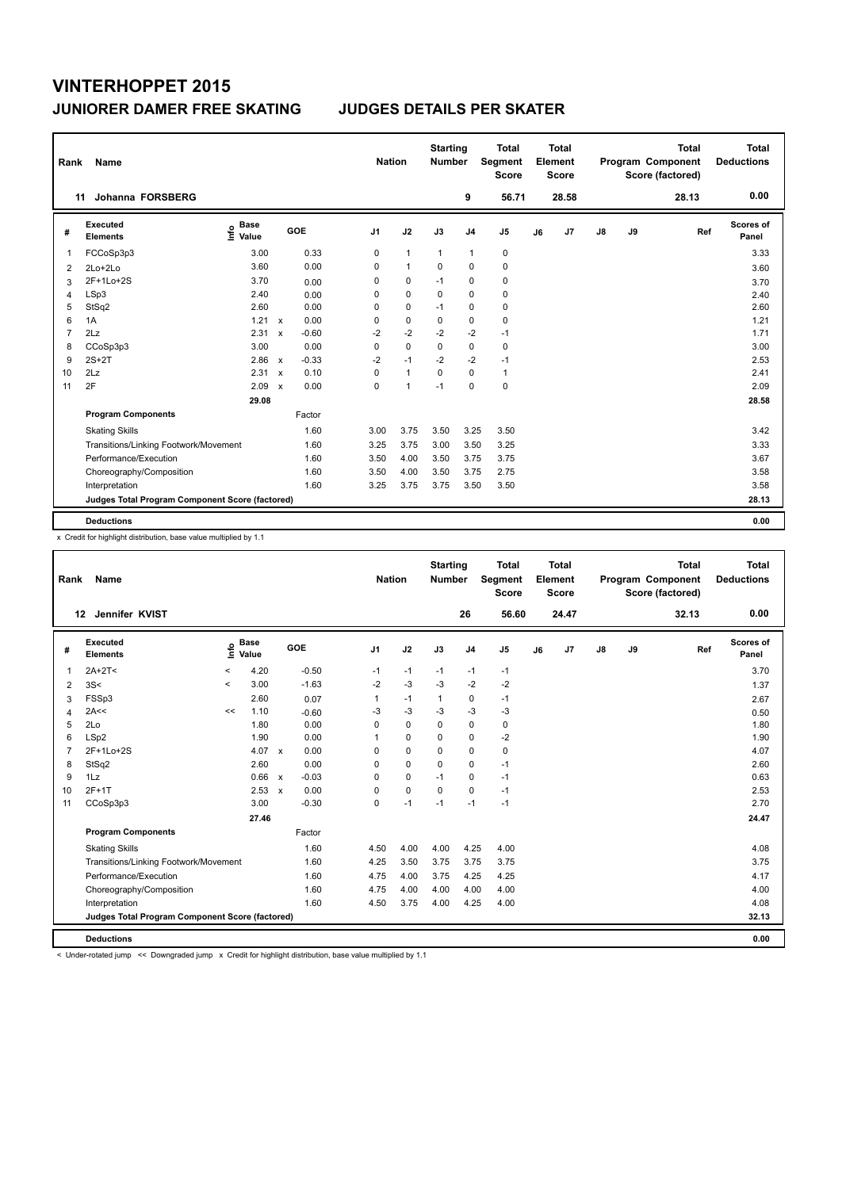# VINTERHOPPET 2015

## JUNIORER DAMER FREE SKATING — JUDGES DETAILS PER SKATER

| Rank | Name | Nation | Starting Number | Total Segment Score | Total Element Score | Total Program Component Score (factored) | Total Deductions |
|---|---|---|---|---|---|---|---|
| 11 | Johanna FORSBERG | | 9 | 56.71 | 28.58 | 28.13 | 0.00 |

| # | Executed Elements | Info | Base Value | | GOE | J1 | J2 | J3 | J4 | J5 | J6 | J7 | J8 | J9 | Ref | Scores of Panel |
|---|---|---|---|---|---|---|---|---|---|---|---|---|---|---|---|---|
| 1 | FCCoSp3p3 | | 3.00 | | 0.33 | 0 | 1 | 1 | 1 | 0 | | | | | | 3.33 |
| 2 | 2Lo+2Lo | | 3.60 | | 0.00 | 0 | 1 | 0 | 0 | 0 | | | | | | 3.60 |
| 3 | 2F+1Lo+2S | | 3.70 | | 0.00 | 0 | 0 | -1 | 0 | 0 | | | | | | 3.70 |
| 4 | LSp3 | | 2.40 | | 0.00 | 0 | 0 | 0 | 0 | 0 | | | | | | 2.40 |
| 5 | StSq2 | | 2.60 | | 0.00 | 0 | 0 | -1 | 0 | 0 | | | | | | 2.60 |
| 6 | 1A | | 1.21 | x | 0.00 | 0 | 0 | 0 | 0 | 0 | | | | | | 1.21 |
| 7 | 2Lz | | 2.31 | x | -0.60 | -2 | -2 | -2 | -2 | -1 | | | | | | 1.71 |
| 8 | CCoSp3p3 | | 3.00 | | 0.00 | 0 | 0 | 0 | 0 | 0 | | | | | | 3.00 |
| 9 | 2S+2T | | 2.86 | x | -0.33 | -2 | -1 | -2 | -2 | -1 | | | | | | 2.53 |
| 10 | 2Lz | | 2.31 | x | 0.10 | 0 | 1 | 0 | 0 | 1 | | | | | | 2.41 |
| 11 | 2F | | 2.09 | x | 0.00 | 0 | 1 | -1 | 0 | 0 | | | | | | 2.09 |
| | | | 29.08 | | | | | | | | | | | | | 28.58 |
| | **Program Components** | | | | Factor | | | | | | | | | | | |
| | Skating Skills | | | | 1.60 | 3.00 | 3.75 | 3.50 | 3.25 | 3.50 | | | | | | 3.42 |
| | Transitions/Linking Footwork/Movement | | | | 1.60 | 3.25 | 3.75 | 3.00 | 3.50 | 3.25 | | | | | | 3.33 |
| | Performance/Execution | | | | 1.60 | 3.50 | 4.00 | 3.50 | 3.75 | 3.75 | | | | | | 3.67 |
| | Choreography/Composition | | | | 1.60 | 3.50 | 4.00 | 3.50 | 3.75 | 2.75 | | | | | | 3.58 |
| | Interpretation | | | | 1.60 | 3.25 | 3.75 | 3.75 | 3.50 | 3.50 | | | | | | 3.58 |
| | **Judges Total Program Component Score (factored)** | | | | | | | | | | | | | | | 28.13 |
| | **Deductions** | | | | | | | | | | | | | | | 0.00 |

x Credit for highlight distribution, base value multiplied by 1.1

| Rank | Name | Nation | Starting Number | Total Segment Score | Total Element Score | Total Program Component Score (factored) | Total Deductions |
|---|---|---|---|---|---|---|---|
| 12 | Jennifer KVIST | | 26 | 56.60 | 24.47 | 32.13 | 0.00 |

| # | Executed Elements | Info | Base Value | | GOE | J1 | J2 | J3 | J4 | J5 | J6 | J7 | J8 | J9 | Ref | Scores of Panel |
|---|---|---|---|---|---|---|---|---|---|---|---|---|---|---|---|---|
| 1 | 2A+2T< | < | 4.20 | | -0.50 | -1 | -1 | -1 | -1 | -1 | | | | | | 3.70 |
| 2 | 3S< | < | 3.00 | | -1.63 | -2 | -3 | -3 | -2 | -2 | | | | | | 1.37 |
| 3 | FSSp3 | | 2.60 | | 0.07 | 1 | -1 | 1 | 0 | -1 | | | | | | 2.67 |
| 4 | 2A<< | << | 1.10 | | -0.60 | -3 | -3 | -3 | -3 | -3 | | | | | | 0.50 |
| 5 | 2Lo | | 1.80 | | 0.00 | 0 | 0 | 0 | 0 | 0 | | | | | | 1.80 |
| 6 | LSp2 | | 1.90 | | 0.00 | 1 | 0 | 0 | 0 | -2 | | | | | | 1.90 |
| 7 | 2F+1Lo+2S | | 4.07 | x | 0.00 | 0 | 0 | 0 | 0 | 0 | | | | | | 4.07 |
| 8 | StSq2 | | 2.60 | | 0.00 | 0 | 0 | 0 | 0 | -1 | | | | | | 2.60 |
| 9 | 1Lz | | 0.66 | x | -0.03 | 0 | 0 | -1 | 0 | -1 | | | | | | 0.63 |
| 10 | 2F+1T | | 2.53 | x | 0.00 | 0 | 0 | 0 | 0 | -1 | | | | | | 2.53 |
| 11 | CCoSp3p3 | | 3.00 | | -0.30 | 0 | -1 | -1 | -1 | -1 | | | | | | 2.70 |
| | | | 27.46 | | | | | | | | | | | | | 24.47 |
| | **Program Components** | | | | Factor | | | | | | | | | | | |
| | Skating Skills | | | | 1.60 | 4.50 | 4.00 | 4.00 | 4.25 | 4.00 | | | | | | 4.08 |
| | Transitions/Linking Footwork/Movement | | | | 1.60 | 4.25 | 3.50 | 3.75 | 3.75 | 3.75 | | | | | | 3.75 |
| | Performance/Execution | | | | 1.60 | 4.75 | 4.00 | 3.75 | 4.25 | 4.25 | | | | | | 4.17 |
| | Choreography/Composition | | | | 1.60 | 4.75 | 4.00 | 4.00 | 4.00 | 4.00 | | | | | | 4.00 |
| | Interpretation | | | | 1.60 | 4.50 | 3.75 | 4.00 | 4.25 | 4.00 | | | | | | 4.08 |
| | **Judges Total Program Component Score (factored)** | | | | | | | | | | | | | | | 32.13 |
| | **Deductions** | | | | | | | | | | | | | | | 0.00 |

< Under-rotated jump << Downgraded jump x Credit for highlight distribution, base value multiplied by 1.1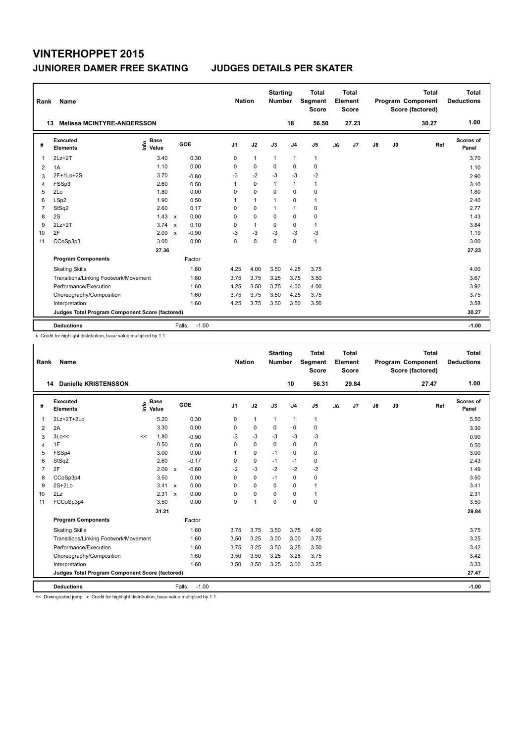# VINTERHOPPET 2015

## JUNIORER DAMER FREE SKATING JUDGES DETAILS PER SKATER

| Rank | Name | Nation | Starting Number | Total Segment Score | Total Element Score | Total Program Component Score (factored) | Total Deductions |
|---|---|---|---|---|---|---|---|
| 13 | Melissa MCINTYRE-ANDERSSON | | 18 | 56.50 | 27.23 | 30.27 | 1.00 |

| # | Executed Elements | Info | Base Value | | GOE | J1 | J2 | J3 | J4 | J5 | J6 | J7 | J8 | J9 | Ref | Scores of Panel |
|---|---|---|---|---|---|---|---|---|---|---|---|---|---|---|---|---|
| 1 | 2Lz+2T | | 3.40 | | 0.30 | 0 | 1 | 1 | 1 | 1 | | | | | | 3.70 |
| 2 | 1A | | 1.10 | | 0.00 | 0 | 0 | 0 | 0 | 0 | | | | | | 1.10 |
| 3 | 2F+1Lo+2S | | 3.70 | | -0.80 | -3 | -2 | -3 | -3 | -2 | | | | | | 2.90 |
| 4 | FSSp3 | | 2.60 | | 0.50 | 1 | 0 | 1 | 1 | 1 | | | | | | 3.10 |
| 5 | 2Lo | | 1.80 | | 0.00 | 0 | 0 | 0 | 0 | 0 | | | | | | 1.80 |
| 6 | LSp2 | | 1.90 | | 0.50 | 1 | 1 | 1 | 0 | 1 | | | | | | 2.40 |
| 7 | StSq2 | | 2.60 | | 0.17 | 0 | 0 | 1 | 1 | 0 | | | | | | 2.77 |
| 8 | 2S | | 1.43 | x | 0.00 | 0 | 0 | 0 | 0 | 0 | | | | | | 1.43 |
| 9 | 2Lz+2T | | 3.74 | x | 0.10 | 0 | 1 | 0 | 0 | 1 | | | | | | 3.84 |
| 10 | 2F | | 2.09 | x | -0.90 | -3 | -3 | -3 | -3 | -3 | | | | | | 1.19 |
| 11 | CCoSp3p3 | | 3.00 | | 0.00 | 0 | 0 | 0 | 0 | 1 | | | | | | 3.00 |
| | | | 27.36 | | | | | | | | | | | | | 27.23 |
| | **Program Components** | | | | Factor | | | | | | | | | | | |
| | Skating Skills | | | | 1.60 | 4.25 | 4.00 | 3.50 | 4.25 | 3.75 | | | | | | 4.00 |
| | Transitions/Linking Footwork/Movement | | | | 1.60 | 3.75 | 3.75 | 3.25 | 3.75 | 3.50 | | | | | | 3.67 |
| | Performance/Execution | | | | 1.60 | 4.25 | 3.50 | 3.75 | 4.00 | 4.00 | | | | | | 3.92 |
| | Choreography/Composition | | | | 1.60 | 3.75 | 3.75 | 3.50 | 4.25 | 3.75 | | | | | | 3.75 |
| | Interpretation | | | | 1.60 | 4.25 | 3.75 | 3.50 | 3.50 | 3.50 | | | | | | 3.58 |
| | **Judges Total Program Component Score (factored)** | | | | | | | | | | | | | | | 30.27 |
| | **Deductions** | | | | Falls: -1.00 | | | | | | | | | | | -1.00 |

x Credit for highlight distribution, base value multiplied by 1.1

| Rank | Name | Nation | Starting Number | Total Segment Score | Total Element Score | Total Program Component Score (factored) | Total Deductions |
|---|---|---|---|---|---|---|---|
| 14 | Danielle KRISTENSSON | | 10 | 56.31 | 29.84 | 27.47 | 1.00 |

| # | Executed Elements | Info | Base Value | | GOE | J1 | J2 | J3 | J4 | J5 | J6 | J7 | J8 | J9 | Ref | Scores of Panel |
|---|---|---|---|---|---|---|---|---|---|---|---|---|---|---|---|---|
| 1 | 2Lz+2T+2Lo | | 5.20 | | 0.30 | 0 | 1 | 1 | 1 | 1 | | | | | | 5.50 |
| 2 | 2A | | 3.30 | | 0.00 | 0 | 0 | 0 | 0 | 0 | | | | | | 3.30 |
| 3 | 3Lo<< | << | 1.80 | | -0.90 | -3 | -3 | -3 | -3 | -3 | | | | | | 0.90 |
| 4 | 1F | | 0.50 | | 0.00 | 0 | 0 | 0 | 0 | 0 | | | | | | 0.50 |
| 5 | FSSp4 | | 3.00 | | 0.00 | 1 | 0 | -1 | 0 | 0 | | | | | | 3.00 |
| 6 | StSq2 | | 2.60 | | -0.17 | 0 | 0 | -1 | -1 | 0 | | | | | | 2.43 |
| 7 | 2F | | 2.09 | x | -0.60 | -2 | -3 | -2 | -2 | -2 | | | | | | 1.49 |
| 8 | CCoSp3p4 | | 3.50 | | 0.00 | 0 | 0 | -1 | 0 | 0 | | | | | | 3.50 |
| 9 | 2S+2Lo | | 3.41 | x | 0.00 | 0 | 0 | 0 | 0 | 1 | | | | | | 3.41 |
| 10 | 2Lz | | 2.31 | x | 0.00 | 0 | 0 | 0 | 0 | 1 | | | | | | 2.31 |
| 11 | FCCoSp3p4 | | 3.50 | | 0.00 | 0 | 1 | 0 | 0 | 0 | | | | | | 3.50 |
| | | | 31.21 | | | | | | | | | | | | | 29.84 |
| | **Program Components** | | | | Factor | | | | | | | | | | | |
| | Skating Skills | | | | 1.60 | 3.75 | 3.75 | 3.50 | 3.75 | 4.00 | | | | | | 3.75 |
| | Transitions/Linking Footwork/Movement | | | | 1.60 | 3.50 | 3.25 | 3.00 | 3.00 | 3.75 | | | | | | 3.25 |
| | Performance/Execution | | | | 1.60 | 3.75 | 3.25 | 3.50 | 3.25 | 3.50 | | | | | | 3.42 |
| | Choreography/Composition | | | | 1.60 | 3.50 | 3.50 | 3.25 | 3.25 | 3.75 | | | | | | 3.42 |
| | Interpretation | | | | 1.60 | 3.50 | 3.50 | 3.25 | 3.00 | 3.25 | | | | | | 3.33 |
| | **Judges Total Program Component Score (factored)** | | | | | | | | | | | | | | | 27.47 |
| | **Deductions** | | | | Falls: -1.00 | | | | | | | | | | | -1.00 |

<< Downgraded jump x Credit for highlight distribution, base value multiplied by 1.1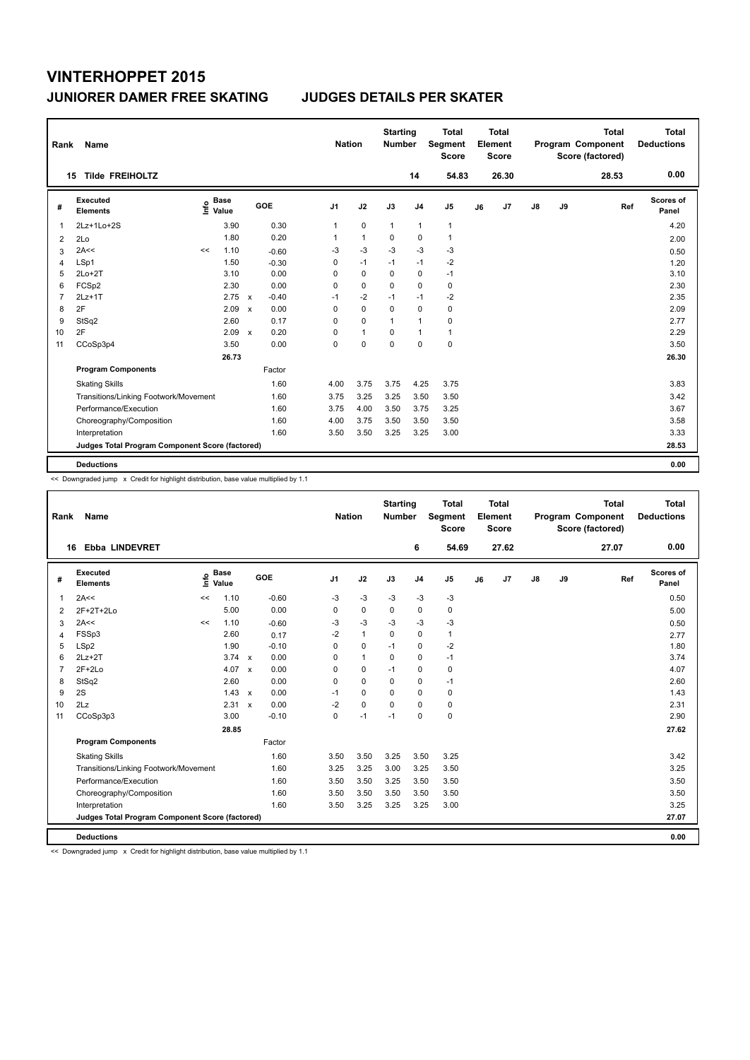# VINTERHOPPET 2015

## JUNIORER DAMER FREE SKATING — JUDGES DETAILS PER SKATER

| Rank | Name | Nation | Starting Number | Total Segment Score | Total Element Score | Total Program Component Score (factored) | Total Deductions |
|---|---|---|---|---|---|---|---|
| 15 | Tilde FREIHOLTZ | | 14 | 54.83 | 26.30 | 28.53 | 0.00 |

| # | Executed Elements | Info | Base Value | | GOE | J1 | J2 | J3 | J4 | J5 | J6 | J7 | J8 | J9 | Ref | Scores of Panel |
|---|---|---|---|---|---|---|---|---|---|---|---|---|---|---|---|---|
| 1 | 2Lz+1Lo+2S | | 3.90 | | 0.30 | 1 | 0 | 1 | 1 | 1 | | | | | | 4.20 |
| 2 | 2Lo | | 1.80 | | 0.20 | 1 | 1 | 0 | 0 | 1 | | | | | | 2.00 |
| 3 | 2A<< | << | 1.10 | | -0.60 | -3 | -3 | -3 | -3 | -3 | | | | | | 0.50 |
| 4 | LSp1 | | 1.50 | | -0.30 | 0 | -1 | -1 | -1 | -2 | | | | | | 1.20 |
| 5 | 2Lo+2T | | 3.10 | | 0.00 | 0 | 0 | 0 | 0 | -1 | | | | | | 3.10 |
| 6 | FCSp2 | | 2.30 | | 0.00 | 0 | 0 | 0 | 0 | 0 | | | | | | 2.30 |
| 7 | 2Lz+1T | | 2.75 | x | -0.40 | -1 | -2 | -1 | -1 | -2 | | | | | | 2.35 |
| 8 | 2F | | 2.09 | x | 0.00 | 0 | 0 | 0 | 0 | 0 | | | | | | 2.09 |
| 9 | StSq2 | | 2.60 | | 0.17 | 0 | 0 | 1 | 1 | 0 | | | | | | 2.77 |
| 10 | 2F | | 2.09 | x | 0.20 | 0 | 1 | 0 | 1 | 1 | | | | | | 2.29 |
| 11 | CCoSp3p4 | | 3.50 | | 0.00 | 0 | 0 | 0 | 0 | 0 | | | | | | 3.50 |
| | | | 26.73 | | | | | | | | | | | | | 26.30 |
| | **Program Components** | | | | Factor | | | | | | | | | | | |
| | Skating Skills | | | | 1.60 | 4.00 | 3.75 | 3.75 | 4.25 | 3.75 | | | | | | 3.83 |
| | Transitions/Linking Footwork/Movement | | | | 1.60 | 3.75 | 3.25 | 3.25 | 3.50 | 3.50 | | | | | | 3.42 |
| | Performance/Execution | | | | 1.60 | 3.75 | 4.00 | 3.50 | 3.75 | 3.25 | | | | | | 3.67 |
| | Choreography/Composition | | | | 1.60 | 4.00 | 3.75 | 3.50 | 3.50 | 3.50 | | | | | | 3.58 |
| | Interpretation | | | | 1.60 | 3.50 | 3.50 | 3.25 | 3.25 | 3.00 | | | | | | 3.33 |
| | **Judges Total Program Component Score (factored)** | | | | | | | | | | | | | | | 28.53 |
| | **Deductions** | | | | | | | | | | | | | | | 0.00 |

<< Downgraded jump x Credit for highlight distribution, base value multiplied by 1.1

| Rank | Name | Nation | Starting Number | Total Segment Score | Total Element Score | Total Program Component Score (factored) | Total Deductions |
|---|---|---|---|---|---|---|---|
| 16 | Ebba LINDEVRET | | 6 | 54.69 | 27.62 | 27.07 | 0.00 |

| # | Executed Elements | Info | Base Value | | GOE | J1 | J2 | J3 | J4 | J5 | J6 | J7 | J8 | J9 | Ref | Scores of Panel |
|---|---|---|---|---|---|---|---|---|---|---|---|---|---|---|---|---|
| 1 | 2A<< | << | 1.10 | | -0.60 | -3 | -3 | -3 | -3 | -3 | | | | | | 0.50 |
| 2 | 2F+2T+2Lo | | 5.00 | | 0.00 | 0 | 0 | 0 | 0 | 0 | | | | | | 5.00 |
| 3 | 2A<< | << | 1.10 | | -0.60 | -3 | -3 | -3 | -3 | -3 | | | | | | 0.50 |
| 4 | FSSp3 | | 2.60 | | 0.17 | -2 | 1 | 0 | 0 | 1 | | | | | | 2.77 |
| 5 | LSp2 | | 1.90 | | -0.10 | 0 | 0 | -1 | 0 | -2 | | | | | | 1.80 |
| 6 | 2Lz+2T | | 3.74 | x | 0.00 | 0 | 1 | 0 | 0 | -1 | | | | | | 3.74 |
| 7 | 2F+2Lo | | 4.07 | x | 0.00 | 0 | 0 | -1 | 0 | 0 | | | | | | 4.07 |
| 8 | StSq2 | | 2.60 | | 0.00 | 0 | 0 | 0 | 0 | -1 | | | | | | 2.60 |
| 9 | 2S | | 1.43 | x | 0.00 | -1 | 0 | 0 | 0 | 0 | | | | | | 1.43 |
| 10 | 2Lz | | 2.31 | x | 0.00 | -2 | 0 | 0 | 0 | 0 | | | | | | 2.31 |
| 11 | CCoSp3p3 | | 3.00 | | -0.10 | 0 | -1 | -1 | 0 | 0 | | | | | | 2.90 |
| | | | 28.85 | | | | | | | | | | | | | 27.62 |
| | **Program Components** | | | | Factor | | | | | | | | | | | |
| | Skating Skills | | | | 1.60 | 3.50 | 3.50 | 3.25 | 3.50 | 3.25 | | | | | | 3.42 |
| | Transitions/Linking Footwork/Movement | | | | 1.60 | 3.25 | 3.25 | 3.00 | 3.25 | 3.50 | | | | | | 3.25 |
| | Performance/Execution | | | | 1.60 | 3.50 | 3.50 | 3.25 | 3.50 | 3.50 | | | | | | 3.50 |
| | Choreography/Composition | | | | 1.60 | 3.50 | 3.50 | 3.50 | 3.50 | 3.50 | | | | | | 3.50 |
| | Interpretation | | | | 1.60 | 3.50 | 3.25 | 3.25 | 3.25 | 3.00 | | | | | | 3.25 |
| | **Judges Total Program Component Score (factored)** | | | | | | | | | | | | | | | 27.07 |
| | **Deductions** | | | | | | | | | | | | | | | 0.00 |

<< Downgraded jump x Credit for highlight distribution, base value multiplied by 1.1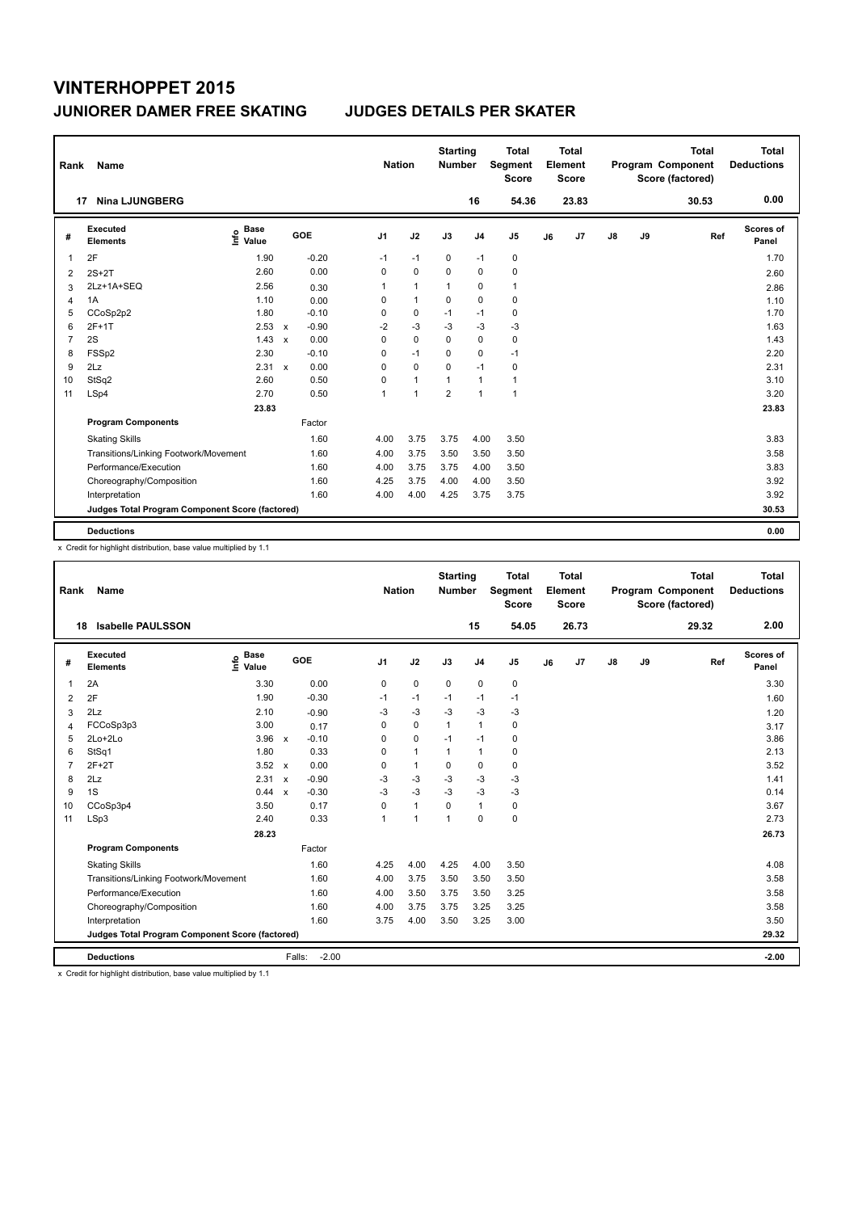# VINTERHOPPET 2015

## JUNIORER DAMER FREE SKATING — JUDGES DETAILS PER SKATER

| Rank | Name | Nation | Starting Number | Total Segment Score | Total Element Score | Total Program Component Score (factored) | Total Deductions |
|---|---|---|---|---|---|---|---|
| 17 | Nina LJUNGBERG | | 16 | 54.36 | 23.83 | 30.53 | 0.00 |

| # | Executed Elements | Info | Base Value | | GOE | J1 | J2 | J3 | J4 | J5 | J6 | J7 | J8 | J9 | Ref | Scores of Panel |
|---|---|---|---|---|---|---|---|---|---|---|---|---|---|---|---|---|
| 1 | 2F | | 1.90 | | -0.20 | -1 | -1 | 0 | -1 | 0 | | | | | | 1.70 |
| 2 | 2S+2T | | 2.60 | | 0.00 | 0 | 0 | 0 | 0 | 0 | | | | | | 2.60 |
| 3 | 2Lz+1A+SEQ | | 2.56 | | 0.30 | 1 | 1 | 1 | 0 | 1 | | | | | | 2.86 |
| 4 | 1A | | 1.10 | | 0.00 | 0 | 1 | 0 | 0 | 0 | | | | | | 1.10 |
| 5 | CCoSp2p2 | | 1.80 | | -0.10 | 0 | 0 | -1 | -1 | 0 | | | | | | 1.70 |
| 6 | 2F+1T | | 2.53 | x | -0.90 | -2 | -3 | -3 | -3 | -3 | | | | | | 1.63 |
| 7 | 2S | | 1.43 | x | 0.00 | 0 | 0 | 0 | 0 | 0 | | | | | | 1.43 |
| 8 | FSSp2 | | 2.30 | | -0.10 | 0 | -1 | 0 | 0 | -1 | | | | | | 2.20 |
| 9 | 2Lz | | 2.31 | x | 0.00 | 0 | 0 | 0 | -1 | 0 | | | | | | 2.31 |
| 10 | StSq2 | | 2.60 | | 0.50 | 0 | 1 | 1 | 1 | 1 | | | | | | 3.10 |
| 11 | LSp4 | | 2.70 | | 0.50 | 1 | 1 | 2 | 1 | 1 | | | | | | 3.20 |
| | | | 23.83 | | | | | | | | | | | | | 23.83 |
| | **Program Components** | | | | Factor | | | | | | | | | | | |
| | Skating Skills | | | | 1.60 | 4.00 | 3.75 | 3.75 | 4.00 | 3.50 | | | | | | 3.83 |
| | Transitions/Linking Footwork/Movement | | | | 1.60 | 4.00 | 3.75 | 3.50 | 3.50 | 3.50 | | | | | | 3.58 |
| | Performance/Execution | | | | 1.60 | 4.00 | 3.75 | 3.75 | 4.00 | 3.50 | | | | | | 3.83 |
| | Choreography/Composition | | | | 1.60 | 4.25 | 3.75 | 4.00 | 4.00 | 3.50 | | | | | | 3.92 |
| | Interpretation | | | | 1.60 | 4.00 | 4.00 | 4.25 | 3.75 | 3.75 | | | | | | 3.92 |
| | **Judges Total Program Component Score (factored)** | | | | | | | | | | | | | | | 30.53 |
| | **Deductions** | | | | | | | | | | | | | | | 0.00 |

x Credit for highlight distribution, base value multiplied by 1.1

| Rank | Name | Nation | Starting Number | Total Segment Score | Total Element Score | Total Program Component Score (factored) | Total Deductions |
|---|---|---|---|---|---|---|---|
| 18 | Isabelle PAULSSON | | 15 | 54.05 | 26.73 | 29.32 | 2.00 |

| # | Executed Elements | Info | Base Value | | GOE | J1 | J2 | J3 | J4 | J5 | J6 | J7 | J8 | J9 | Ref | Scores of Panel |
|---|---|---|---|---|---|---|---|---|---|---|---|---|---|---|---|---|
| 1 | 2A | | 3.30 | | 0.00 | 0 | 0 | 0 | 0 | 0 | | | | | | 3.30 |
| 2 | 2F | | 1.90 | | -0.30 | -1 | -1 | -1 | -1 | -1 | | | | | | 1.60 |
| 3 | 2Lz | | 2.10 | | -0.90 | -3 | -3 | -3 | -3 | -3 | | | | | | 1.20 |
| 4 | FCCoSp3p3 | | 3.00 | | 0.17 | 0 | 0 | 1 | 1 | 0 | | | | | | 3.17 |
| 5 | 2Lo+2Lo | | 3.96 | x | -0.10 | 0 | 0 | -1 | -1 | 0 | | | | | | 3.86 |
| 6 | StSq1 | | 1.80 | | 0.33 | 0 | 1 | 1 | 1 | 0 | | | | | | 2.13 |
| 7 | 2F+2T | | 3.52 | x | 0.00 | 0 | 1 | 0 | 0 | 0 | | | | | | 3.52 |
| 8 | 2Lz | | 2.31 | x | -0.90 | -3 | -3 | -3 | -3 | -3 | | | | | | 1.41 |
| 9 | 1S | | 0.44 | x | -0.30 | -3 | -3 | -3 | -3 | -3 | | | | | | 0.14 |
| 10 | CCoSp3p4 | | 3.50 | | 0.17 | 0 | 1 | 0 | 1 | 0 | | | | | | 3.67 |
| 11 | LSp3 | | 2.40 | | 0.33 | 1 | 1 | 1 | 0 | 0 | | | | | | 2.73 |
| | | | 28.23 | | | | | | | | | | | | | 26.73 |
| | **Program Components** | | | | Factor | | | | | | | | | | | |
| | Skating Skills | | | | 1.60 | 4.25 | 4.00 | 4.25 | 4.00 | 3.50 | | | | | | 4.08 |
| | Transitions/Linking Footwork/Movement | | | | 1.60 | 4.00 | 3.75 | 3.50 | 3.50 | 3.50 | | | | | | 3.58 |
| | Performance/Execution | | | | 1.60 | 4.00 | 3.50 | 3.75 | 3.50 | 3.25 | | | | | | 3.58 |
| | Choreography/Composition | | | | 1.60 | 4.00 | 3.75 | 3.75 | 3.25 | 3.25 | | | | | | 3.58 |
| | Interpretation | | | | 1.60 | 3.75 | 4.00 | 3.50 | 3.25 | 3.00 | | | | | | 3.50 |
| | **Judges Total Program Component Score (factored)** | | | | | | | | | | | | | | | 29.32 |
| | **Deductions** | | | | Falls: -2.00 | | | | | | | | | | | -2.00 |

x Credit for highlight distribution, base value multiplied by 1.1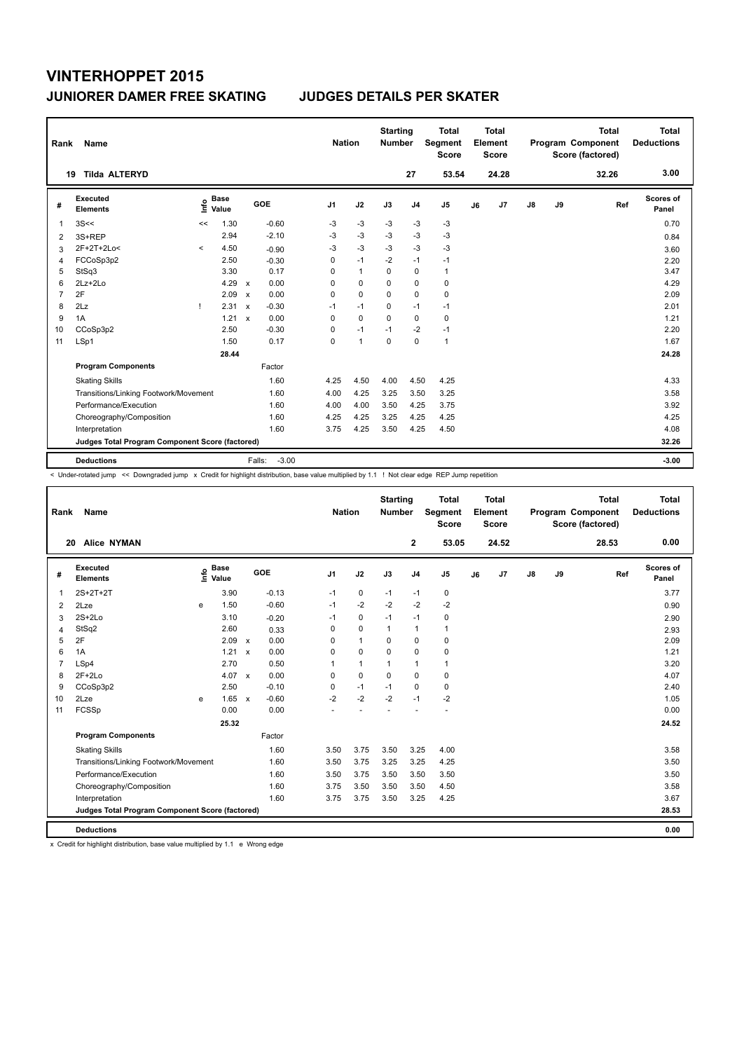# VINTERHOPPET 2015

## JUNIORER DAMER FREE SKATING — JUDGES DETAILS PER SKATER

| Rank | Name | Nation | Starting Number | Total Segment Score | Total Element Score | Total Program Component Score (factored) | Total Deductions |
|---|---|---|---|---|---|---|---|
| 19 | Tilda ALTERYD | | 27 | 53.54 | 24.28 | 32.26 | 3.00 |

| # | Executed Elements | Info | Base Value | | GOE | J1 | J2 | J3 | J4 | J5 | J6 | J7 | J8 | J9 | Ref | Scores of Panel |
|---|---|---|---|---|---|---|---|---|---|---|---|---|---|---|---|---|
| 1 | 3S<< | << | 1.30 | | -0.60 | -3 | -3 | -3 | -3 | -3 | | | | | | 0.70 |
| 2 | 3S+REP | | 2.94 | | -2.10 | -3 | -3 | -3 | -3 | -3 | | | | | | 0.84 |
| 3 | 2F+2T+2Lo< | < | 4.50 | | -0.90 | -3 | -3 | -3 | -3 | -3 | | | | | | 3.60 |
| 4 | FCCoSp3p2 | | 2.50 | | -0.30 | 0 | -1 | -2 | -1 | -1 | | | | | | 2.20 |
| 5 | StSq3 | | 3.30 | | 0.17 | 0 | 1 | 0 | 0 | 1 | | | | | | 3.47 |
| 6 | 2Lz+2Lo | | 4.29 | x | 0.00 | 0 | 0 | 0 | 0 | 0 | | | | | | 4.29 |
| 7 | 2F | | 2.09 | x | 0.00 | 0 | 0 | 0 | 0 | 0 | | | | | | 2.09 |
| 8 | 2Lz | ! | 2.31 | x | -0.30 | -1 | -1 | 0 | -1 | -1 | | | | | | 2.01 |
| 9 | 1A | | 1.21 | x | 0.00 | 0 | 0 | 0 | 0 | 0 | | | | | | 1.21 |
| 10 | CCoSp3p2 | | 2.50 | | -0.30 | 0 | -1 | -1 | -2 | -1 | | | | | | 2.20 |
| 11 | LSp1 | | 1.50 | | 0.17 | 0 | 1 | 0 | 0 | 1 | | | | | | 1.67 |
| | | | 28.44 | | | | | | | | | | | | | 24.28 |
| | **Program Components** | | | | Factor | | | | | | | | | | | |
| | Skating Skills | | | | 1.60 | 4.25 | 4.50 | 4.00 | 4.50 | 4.25 | | | | | | 4.33 |
| | Transitions/Linking Footwork/Movement | | | | 1.60 | 4.00 | 4.25 | 3.25 | 3.50 | 3.25 | | | | | | 3.58 |
| | Performance/Execution | | | | 1.60 | 4.00 | 4.00 | 3.50 | 4.25 | 3.75 | | | | | | 3.92 |
| | Choreography/Composition | | | | 1.60 | 4.25 | 4.25 | 3.25 | 4.25 | 4.25 | | | | | | 4.25 |
| | Interpretation | | | | 1.60 | 3.75 | 4.25 | 3.50 | 4.25 | 4.50 | | | | | | 4.08 |
| | **Judges Total Program Component Score (factored)** | | | | | | | | | | | | | | | 32.26 |
| | **Deductions** | | | | Falls: -3.00 | | | | | | | | | | | -3.00 |

< Under-rotated jump << Downgraded jump x Credit for highlight distribution, base value multiplied by 1.1 ! Not clear edge REP Jump repetition

| Rank | Name | Nation | Starting Number | Total Segment Score | Total Element Score | Total Program Component Score (factored) | Total Deductions |
|---|---|---|---|---|---|---|---|
| 20 | Alice NYMAN | | 2 | 53.05 | 24.52 | 28.53 | 0.00 |

| # | Executed Elements | Info | Base Value | | GOE | J1 | J2 | J3 | J4 | J5 | J6 | J7 | J8 | J9 | Ref | Scores of Panel |
|---|---|---|---|---|---|---|---|---|---|---|---|---|---|---|---|---|
| 1 | 2S+2T+2T | | 3.90 | | -0.13 | -1 | 0 | -1 | -1 | 0 | | | | | | 3.77 |
| 2 | 2Lze | e | 1.50 | | -0.60 | -1 | -2 | -2 | -2 | -2 | | | | | | 0.90 |
| 3 | 2S+2Lo | | 3.10 | | -0.20 | -1 | 0 | -1 | -1 | 0 | | | | | | 2.90 |
| 4 | StSq2 | | 2.60 | | 0.33 | 0 | 0 | 1 | 1 | 1 | | | | | | 2.93 |
| 5 | 2F | | 2.09 | x | 0.00 | 0 | 1 | 0 | 0 | 0 | | | | | | 2.09 |
| 6 | 1A | | 1.21 | x | 0.00 | 0 | 0 | 0 | 0 | 0 | | | | | | 1.21 |
| 7 | LSp4 | | 2.70 | | 0.50 | 1 | 1 | 1 | 1 | 1 | | | | | | 3.20 |
| 8 | 2F+2Lo | | 4.07 | x | 0.00 | 0 | 0 | 0 | 0 | 0 | | | | | | 4.07 |
| 9 | CCoSp3p2 | | 2.50 | | -0.10 | 0 | -1 | -1 | 0 | 0 | | | | | | 2.40 |
| 10 | 2Lze | e | 1.65 | x | -0.60 | -2 | -2 | -2 | -1 | -2 | | | | | | 1.05 |
| 11 | FCSSp | | 0.00 | | 0.00 | - | - | - | - | - | | | | | | 0.00 |
| | | | 25.32 | | | | | | | | | | | | | 24.52 |
| | **Program Components** | | | | Factor | | | | | | | | | | | |
| | Skating Skills | | | | 1.60 | 3.50 | 3.75 | 3.50 | 3.25 | 4.00 | | | | | | 3.58 |
| | Transitions/Linking Footwork/Movement | | | | 1.60 | 3.50 | 3.75 | 3.25 | 3.25 | 4.25 | | | | | | 3.50 |
| | Performance/Execution | | | | 1.60 | 3.50 | 3.75 | 3.50 | 3.50 | 3.50 | | | | | | 3.50 |
| | Choreography/Composition | | | | 1.60 | 3.75 | 3.50 | 3.50 | 3.50 | 4.50 | | | | | | 3.58 |
| | Interpretation | | | | 1.60 | 3.75 | 3.75 | 3.50 | 3.25 | 4.25 | | | | | | 3.67 |
| | **Judges Total Program Component Score (factored)** | | | | | | | | | | | | | | | 28.53 |
| | **Deductions** | | | | | | | | | | | | | | | 0.00 |

x Credit for highlight distribution, base value multiplied by 1.1 e Wrong edge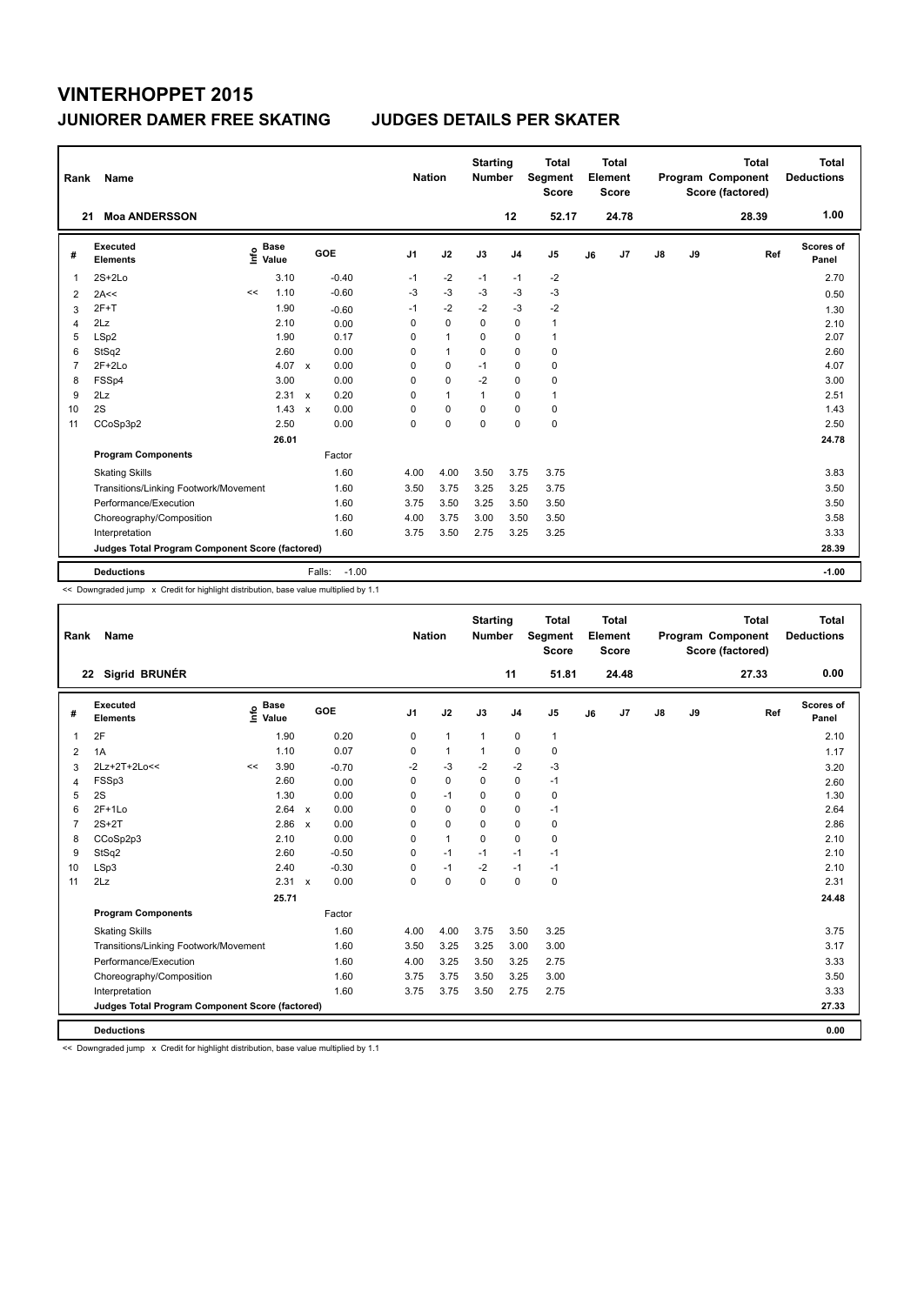# VINTERHOPPET 2015

## JUNIORER DAMER FREE SKATING — JUDGES DETAILS PER SKATER

| Rank | Name | Nation | Starting Number | Total Segment Score | Total Element Score | Total Program Component Score (factored) | Total Deductions |
|---|---|---|---|---|---|---|---|
| 21 | Moa ANDERSSON | | 12 | 52.17 | 24.78 | 28.39 | 1.00 |

| # | Executed Elements | Info | Base Value | | GOE | J1 | J2 | J3 | J4 | J5 | J6 | J7 | J8 | J9 | Ref | Scores of Panel |
|---|---|---|---|---|---|---|---|---|---|---|---|---|---|---|---|---|
| 1 | 2S+2Lo | | 3.10 | | -0.40 | -1 | -2 | -1 | -1 | -2 | | | | | | 2.70 |
| 2 | 2A<< | << | 1.10 | | -0.60 | -3 | -3 | -3 | -3 | -3 | | | | | | 0.50 |
| 3 | 2F+T | | 1.90 | | -0.60 | -1 | -2 | -2 | -3 | -2 | | | | | | 1.30 |
| 4 | 2Lz | | 2.10 | | 0.00 | 0 | 0 | 0 | 0 | 1 | | | | | | 2.10 |
| 5 | LSp2 | | 1.90 | | 0.17 | 0 | 1 | 0 | 0 | 1 | | | | | | 2.07 |
| 6 | StSq2 | | 2.60 | | 0.00 | 0 | 1 | 0 | 0 | 0 | | | | | | 2.60 |
| 7 | 2F+2Lo | | 4.07 | x | 0.00 | 0 | 0 | -1 | 0 | 0 | | | | | | 4.07 |
| 8 | FSSp4 | | 3.00 | | 0.00 | 0 | 0 | -2 | 0 | 0 | | | | | | 3.00 |
| 9 | 2Lz | | 2.31 | x | 0.20 | 0 | 1 | 1 | 0 | 1 | | | | | | 2.51 |
| 10 | 2S | | 1.43 | x | 0.00 | 0 | 0 | 0 | 0 | 0 | | | | | | 1.43 |
| 11 | CCoSp3p2 | | 2.50 | | 0.00 | 0 | 0 | 0 | 0 | 0 | | | | | | 2.50 |
| | | | 26.01 | | | | | | | | | | | | | 24.78 |
| | **Program Components** | | | | Factor | | | | | | | | | | | |
| | Skating Skills | | | | 1.60 | 4.00 | 4.00 | 3.50 | 3.75 | 3.75 | | | | | | 3.83 |
| | Transitions/Linking Footwork/Movement | | | | 1.60 | 3.50 | 3.75 | 3.25 | 3.25 | 3.75 | | | | | | 3.50 |
| | Performance/Execution | | | | 1.60 | 3.75 | 3.50 | 3.25 | 3.50 | 3.50 | | | | | | 3.50 |
| | Choreography/Composition | | | | 1.60 | 4.00 | 3.75 | 3.00 | 3.50 | 3.50 | | | | | | 3.58 |
| | Interpretation | | | | 1.60 | 3.75 | 3.50 | 2.75 | 3.25 | 3.25 | | | | | | 3.33 |
| | **Judges Total Program Component Score (factored)** | | | | | | | | | | | | | | | 28.39 |
| | **Deductions** | | | | Falls: -1.00 | | | | | | | | | | | -1.00 |

<< Downgraded jump x Credit for highlight distribution, base value multiplied by 1.1

| Rank | Name | Nation | Starting Number | Total Segment Score | Total Element Score | Total Program Component Score (factored) | Total Deductions |
|---|---|---|---|---|---|---|---|
| 22 | Sigrid BRUNÉR | | 11 | 51.81 | 24.48 | 27.33 | 0.00 |

| # | Executed Elements | Info | Base Value | | GOE | J1 | J2 | J3 | J4 | J5 | J6 | J7 | J8 | J9 | Ref | Scores of Panel |
|---|---|---|---|---|---|---|---|---|---|---|---|---|---|---|---|---|
| 1 | 2F | | 1.90 | | 0.20 | 0 | 1 | 1 | 0 | 1 | | | | | | 2.10 |
| 2 | 1A | | 1.10 | | 0.07 | 0 | 1 | 1 | 0 | 0 | | | | | | 1.17 |
| 3 | 2Lz+2T+2Lo<< | << | 3.90 | | -0.70 | -2 | -3 | -2 | -2 | -3 | | | | | | 3.20 |
| 4 | FSSp3 | | 2.60 | | 0.00 | 0 | 0 | 0 | 0 | -1 | | | | | | 2.60 |
| 5 | 2S | | 1.30 | | 0.00 | 0 | -1 | 0 | 0 | 0 | | | | | | 1.30 |
| 6 | 2F+1Lo | | 2.64 | x | 0.00 | 0 | 0 | 0 | 0 | -1 | | | | | | 2.64 |
| 7 | 2S+2T | | 2.86 | x | 0.00 | 0 | 0 | 0 | 0 | 0 | | | | | | 2.86 |
| 8 | CCoSp2p3 | | 2.10 | | 0.00 | 0 | 1 | 0 | 0 | 0 | | | | | | 2.10 |
| 9 | StSq2 | | 2.60 | | -0.50 | 0 | -1 | -1 | -1 | -1 | | | | | | 2.10 |
| 10 | LSp3 | | 2.40 | | -0.30 | 0 | -1 | -2 | -1 | -1 | | | | | | 2.10 |
| 11 | 2Lz | | 2.31 | x | 0.00 | 0 | 0 | 0 | 0 | 0 | | | | | | 2.31 |
| | | | 25.71 | | | | | | | | | | | | | 24.48 |
| | **Program Components** | | | | Factor | | | | | | | | | | | |
| | Skating Skills | | | | 1.60 | 4.00 | 4.00 | 3.75 | 3.50 | 3.25 | | | | | | 3.75 |
| | Transitions/Linking Footwork/Movement | | | | 1.60 | 3.50 | 3.25 | 3.25 | 3.00 | 3.00 | | | | | | 3.17 |
| | Performance/Execution | | | | 1.60 | 4.00 | 3.25 | 3.50 | 3.25 | 2.75 | | | | | | 3.33 |
| | Choreography/Composition | | | | 1.60 | 3.75 | 3.75 | 3.50 | 3.25 | 3.00 | | | | | | 3.50 |
| | Interpretation | | | | 1.60 | 3.75 | 3.75 | 3.50 | 2.75 | 2.75 | | | | | | 3.33 |
| | **Judges Total Program Component Score (factored)** | | | | | | | | | | | | | | | 27.33 |
| | **Deductions** | | | | | | | | | | | | | | | 0.00 |

<< Downgraded jump x Credit for highlight distribution, base value multiplied by 1.1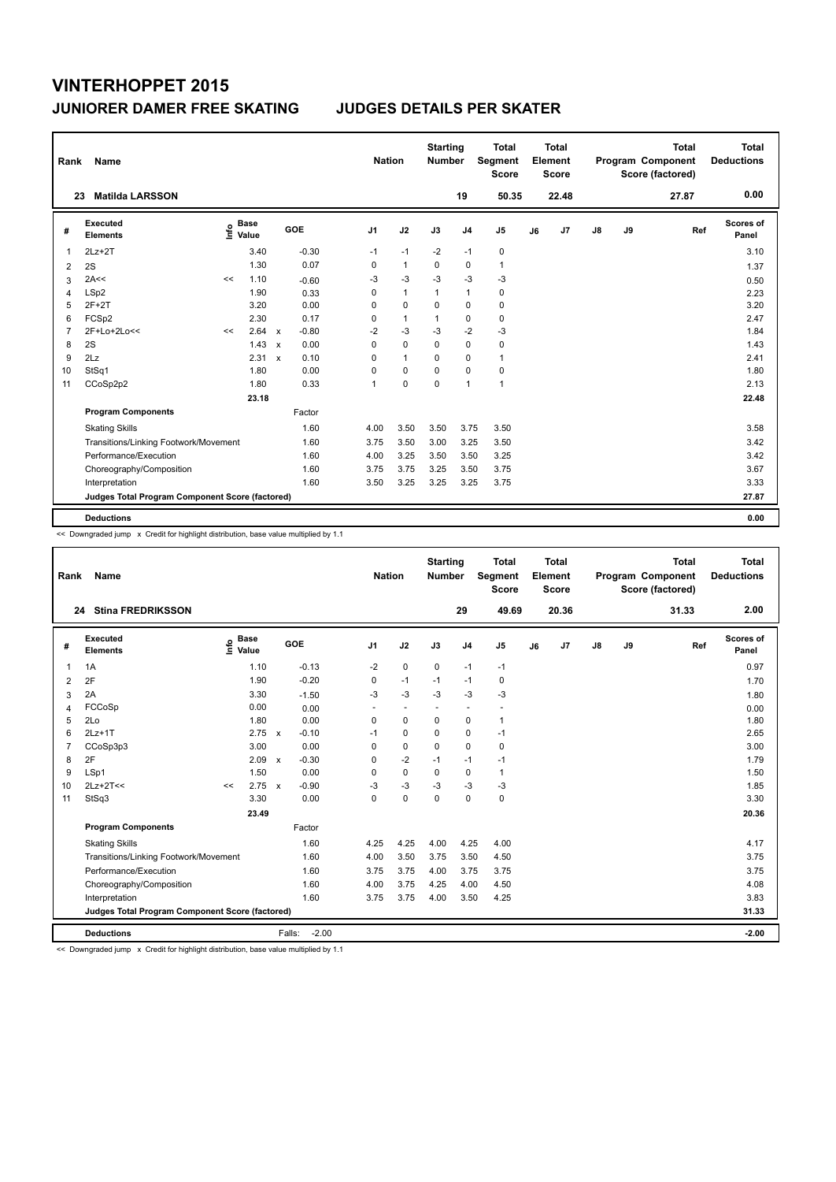# VINTERHOPPET 2015

## JUNIORER DAMER FREE SKATING JUDGES DETAILS PER SKATER

| Rank | Name | Nation | Starting Number | Total Segment Score | Total Element Score | Total Program Component Score (factored) | Total Deductions |
|---|---|---|---|---|---|---|---|
| 23 | Matilda LARSSON | | 19 | 50.35 | 22.48 | 27.87 | 0.00 |

| # | Executed Elements | Info | Base Value | | GOE | J1 | J2 | J3 | J4 | J5 | J6 | J7 | J8 | J9 | Ref | Scores of Panel |
|---|---|---|---|---|---|---|---|---|---|---|---|---|---|---|---|---|
| 1 | 2Lz+2T | | 3.40 | | -0.30 | -1 | -1 | -2 | -1 | 0 | | | | | | 3.10 |
| 2 | 2S | | 1.30 | | 0.07 | 0 | 1 | 0 | 0 | 1 | | | | | | 1.37 |
| 3 | 2A<< | << | 1.10 | | -0.60 | -3 | -3 | -3 | -3 | -3 | | | | | | 0.50 |
| 4 | LSp2 | | 1.90 | | 0.33 | 0 | 1 | 1 | 1 | 0 | | | | | | 2.23 |
| 5 | 2F+2T | | 3.20 | | 0.00 | 0 | 0 | 0 | 0 | 0 | | | | | | 3.20 |
| 6 | FCSp2 | | 2.30 | | 0.17 | 0 | 1 | 1 | 0 | 0 | | | | | | 2.47 |
| 7 | 2F+Lo+2Lo<< | << | 2.64 | x | -0.80 | -2 | -3 | -3 | -2 | -3 | | | | | | 1.84 |
| 8 | 2S | | 1.43 | x | 0.00 | 0 | 0 | 0 | 0 | 0 | | | | | | 1.43 |
| 9 | 2Lz | | 2.31 | x | 0.10 | 0 | 1 | 0 | 0 | 1 | | | | | | 2.41 |
| 10 | StSq1 | | 1.80 | | 0.00 | 0 | 0 | 0 | 0 | 0 | | | | | | 1.80 |
| 11 | CCoSp2p2 | | 1.80 | | 0.33 | 1 | 0 | 0 | 1 | 1 | | | | | | 2.13 |
| | | | 23.18 | | | | | | | | | | | | | 22.48 |
| | **Program Components** | | | | Factor | | | | | | | | | | | |
| | Skating Skills | | | | 1.60 | 4.00 | 3.50 | 3.50 | 3.75 | 3.50 | | | | | | 3.58 |
| | Transitions/Linking Footwork/Movement | | | | 1.60 | 3.75 | 3.50 | 3.00 | 3.25 | 3.50 | | | | | | 3.42 |
| | Performance/Execution | | | | 1.60 | 4.00 | 3.25 | 3.50 | 3.50 | 3.25 | | | | | | 3.42 |
| | Choreography/Composition | | | | 1.60 | 3.75 | 3.75 | 3.25 | 3.50 | 3.75 | | | | | | 3.67 |
| | Interpretation | | | | 1.60 | 3.50 | 3.25 | 3.25 | 3.25 | 3.75 | | | | | | 3.33 |
| | **Judges Total Program Component Score (factored)** | | | | | | | | | | | | | | | 27.87 |
| | **Deductions** | | | | | | | | | | | | | | | 0.00 |

<< Downgraded jump x Credit for highlight distribution, base value multiplied by 1.1

| Rank | Name | Nation | Starting Number | Total Segment Score | Total Element Score | Total Program Component Score (factored) | Total Deductions |
|---|---|---|---|---|---|---|---|
| 24 | Stina FREDRIKSSON | | 29 | 49.69 | 20.36 | 31.33 | 2.00 |

| # | Executed Elements | Info | Base Value | | GOE | J1 | J2 | J3 | J4 | J5 | J6 | J7 | J8 | J9 | Ref | Scores of Panel |
|---|---|---|---|---|---|---|---|---|---|---|---|---|---|---|---|---|
| 1 | 1A | | 1.10 | | -0.13 | -2 | 0 | 0 | -1 | -1 | | | | | | 0.97 |
| 2 | 2F | | 1.90 | | -0.20 | 0 | -1 | -1 | -1 | 0 | | | | | | 1.70 |
| 3 | 2A | | 3.30 | | -1.50 | -3 | -3 | -3 | -3 | -3 | | | | | | 1.80 |
| 4 | FCCoSp | | 0.00 | | 0.00 | - | - | - | - | - | | | | | | 0.00 |
| 5 | 2Lo | | 1.80 | | 0.00 | 0 | 0 | 0 | 0 | 1 | | | | | | 1.80 |
| 6 | 2Lz+1T | | 2.75 | x | -0.10 | -1 | 0 | 0 | 0 | -1 | | | | | | 2.65 |
| 7 | CCoSp3p3 | | 3.00 | | 0.00 | 0 | 0 | 0 | 0 | 0 | | | | | | 3.00 |
| 8 | 2F | | 2.09 | x | -0.30 | 0 | -2 | -1 | -1 | -1 | | | | | | 1.79 |
| 9 | LSp1 | | 1.50 | | 0.00 | 0 | 0 | 0 | 0 | 1 | | | | | | 1.50 |
| 10 | 2Lz+2T<< | << | 2.75 | x | -0.90 | -3 | -3 | -3 | -3 | -3 | | | | | | 1.85 |
| 11 | StSq3 | | 3.30 | | 0.00 | 0 | 0 | 0 | 0 | 0 | | | | | | 3.30 |
| | | | 23.49 | | | | | | | | | | | | | 20.36 |
| | **Program Components** | | | | Factor | | | | | | | | | | | |
| | Skating Skills | | | | 1.60 | 4.25 | 4.25 | 4.00 | 4.25 | 4.00 | | | | | | 4.17 |
| | Transitions/Linking Footwork/Movement | | | | 1.60 | 4.00 | 3.50 | 3.75 | 3.50 | 4.50 | | | | | | 3.75 |
| | Performance/Execution | | | | 1.60 | 3.75 | 3.75 | 4.00 | 3.75 | 3.75 | | | | | | 3.75 |
| | Choreography/Composition | | | | 1.60 | 4.00 | 3.75 | 4.25 | 4.00 | 4.50 | | | | | | 4.08 |
| | Interpretation | | | | 1.60 | 3.75 | 3.75 | 4.00 | 3.50 | 4.25 | | | | | | 3.83 |
| | **Judges Total Program Component Score (factored)** | | | | | | | | | | | | | | | 31.33 |
| | **Deductions** | | | | Falls: -2.00 | | | | | | | | | | | -2.00 |

<< Downgraded jump x Credit for highlight distribution, base value multiplied by 1.1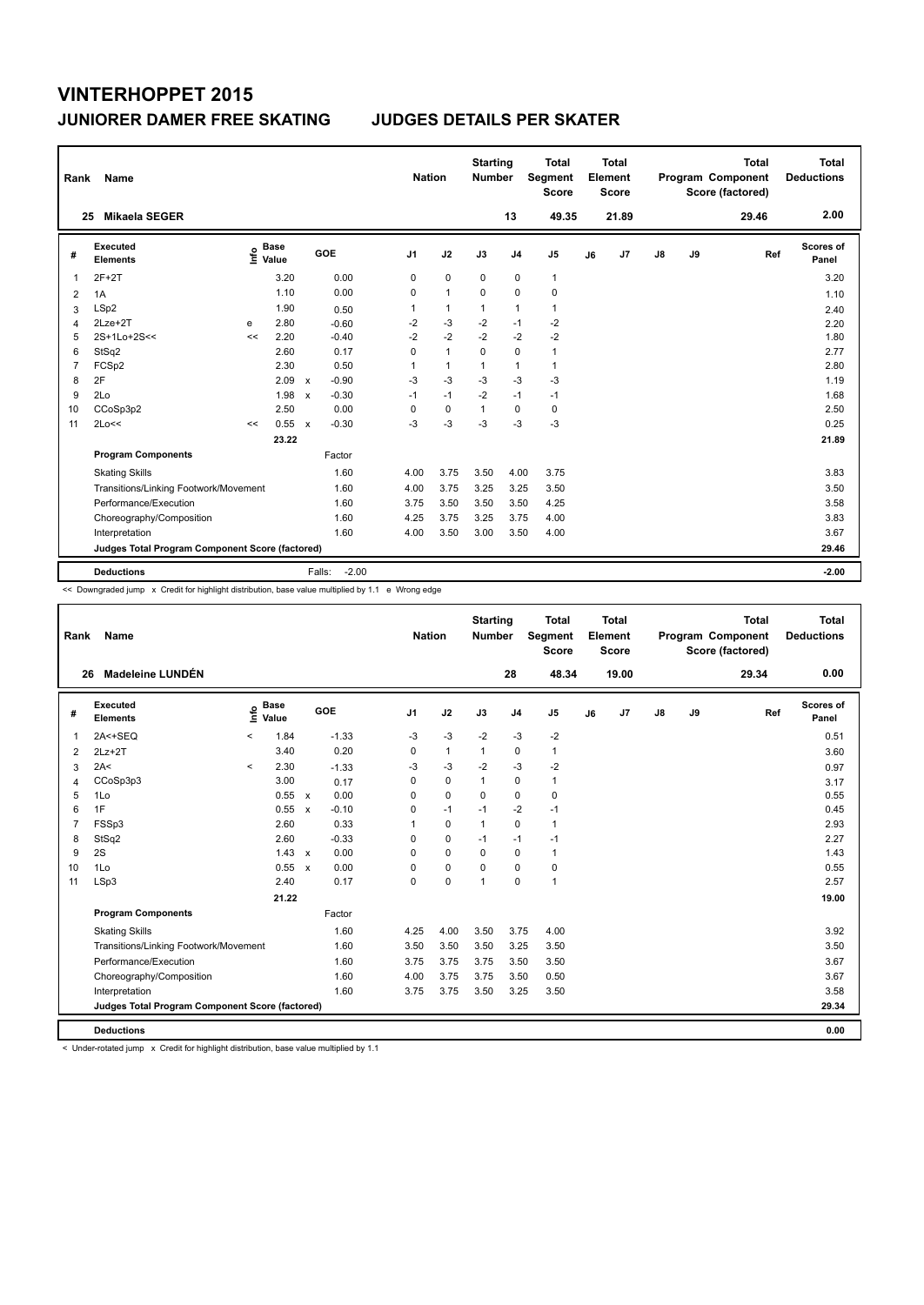# VINTERHOPPET 2015

## JUNIORER DAMER FREE SKATING — JUDGES DETAILS PER SKATER

| Rank | Name | Nation | Starting Number | Total Segment Score | Total Element Score | Total Program Component Score (factored) | Total Deductions |
|---|---|---|---|---|---|---|---|
| 25 | Mikaela SEGER | | 13 | 49.35 | 21.89 | 29.46 | 2.00 |

| # | Executed Elements | Info | Base Value | | GOE | J1 | J2 | J3 | J4 | J5 | J6 | J7 | J8 | J9 | Ref | Scores of Panel |
|---|---|---|---|---|---|---|---|---|---|---|---|---|---|---|---|---|
| 1 | 2F+2T | | 3.20 | | 0.00 | 0 | 0 | 0 | 0 | 1 | | | | | | 3.20 |
| 2 | 1A | | 1.10 | | 0.00 | 0 | 1 | 0 | 0 | 0 | | | | | | 1.10 |
| 3 | LSp2 | | 1.90 | | 0.50 | 1 | 1 | 1 | 1 | 1 | | | | | | 2.40 |
| 4 | 2Lze+2T | e | 2.80 | | -0.60 | -2 | -3 | -2 | -1 | -2 | | | | | | 2.20 |
| 5 | 2S+1Lo+2S<< | << | 2.20 | | -0.40 | -2 | -2 | -2 | -2 | -2 | | | | | | 1.80 |
| 6 | StSq2 | | 2.60 | | 0.17 | 0 | 1 | 0 | 0 | 1 | | | | | | 2.77 |
| 7 | FCSp2 | | 2.30 | | 0.50 | 1 | 1 | 1 | 1 | 1 | | | | | | 2.80 |
| 8 | 2F | | 2.09 | x | -0.90 | -3 | -3 | -3 | -3 | -3 | | | | | | 1.19 |
| 9 | 2Lo | | 1.98 | x | -0.30 | -1 | -1 | -2 | -1 | -1 | | | | | | 1.68 |
| 10 | CCoSp3p2 | | 2.50 | | 0.00 | 0 | 0 | 1 | 0 | 0 | | | | | | 2.50 |
| 11 | 2Lo<< | << | 0.55 | x | -0.30 | -3 | -3 | -3 | -3 | -3 | | | | | | 0.25 |
| | | | 23.22 | | | | | | | | | | | | | 21.89 |
| | **Program Components** | | | | Factor | | | | | | | | | | | |
| | Skating Skills | | | | 1.60 | 4.00 | 3.75 | 3.50 | 4.00 | 3.75 | | | | | | 3.83 |
| | Transitions/Linking Footwork/Movement | | | | 1.60 | 4.00 | 3.75 | 3.25 | 3.25 | 3.50 | | | | | | 3.50 |
| | Performance/Execution | | | | 1.60 | 3.75 | 3.50 | 3.50 | 3.50 | 4.25 | | | | | | 3.58 |
| | Choreography/Composition | | | | 1.60 | 4.25 | 3.75 | 3.25 | 3.75 | 4.00 | | | | | | 3.83 |
| | Interpretation | | | | 1.60 | 4.00 | 3.50 | 3.00 | 3.50 | 4.00 | | | | | | 3.67 |
| | **Judges Total Program Component Score (factored)** | | | | | | | | | | | | | | | 29.46 |
| | **Deductions** | | | | Falls: -2.00 | | | | | | | | | | | -2.00 |

<< Downgraded jump x Credit for highlight distribution, base value multiplied by 1.1 e Wrong edge

| Rank | Name | Nation | Starting Number | Total Segment Score | Total Element Score | Total Program Component Score (factored) | Total Deductions |
|---|---|---|---|---|---|---|---|
| 26 | Madeleine LUNDÉN | | 28 | 48.34 | 19.00 | 29.34 | 0.00 |

| # | Executed Elements | Info | Base Value | | GOE | J1 | J2 | J3 | J4 | J5 | J6 | J7 | J8 | J9 | Ref | Scores of Panel |
|---|---|---|---|---|---|---|---|---|---|---|---|---|---|---|---|---|
| 1 | 2A<+SEQ | < | 1.84 | | -1.33 | -3 | -3 | -2 | -3 | -2 | | | | | | 0.51 |
| 2 | 2Lz+2T | | 3.40 | | 0.20 | 0 | 1 | 1 | 0 | 1 | | | | | | 3.60 |
| 3 | 2A< | < | 2.30 | | -1.33 | -3 | -3 | -2 | -3 | -2 | | | | | | 0.97 |
| 4 | CCoSp3p3 | | 3.00 | | 0.17 | 0 | 0 | 1 | 0 | 1 | | | | | | 3.17 |
| 5 | 1Lo | | 0.55 | x | 0.00 | 0 | 0 | 0 | 0 | 0 | | | | | | 0.55 |
| 6 | 1F | | 0.55 | x | -0.10 | 0 | -1 | -1 | -2 | -1 | | | | | | 0.45 |
| 7 | FSSp3 | | 2.60 | | 0.33 | 1 | 0 | 1 | 0 | 1 | | | | | | 2.93 |
| 8 | StSq2 | | 2.60 | | -0.33 | 0 | 0 | -1 | -1 | -1 | | | | | | 2.27 |
| 9 | 2S | | 1.43 | x | 0.00 | 0 | 0 | 0 | 0 | 1 | | | | | | 1.43 |
| 10 | 1Lo | | 0.55 | x | 0.00 | 0 | 0 | 0 | 0 | 0 | | | | | | 0.55 |
| 11 | LSp3 | | 2.40 | | 0.17 | 0 | 0 | 1 | 0 | 1 | | | | | | 2.57 |
| | | | 21.22 | | | | | | | | | | | | | 19.00 |
| | **Program Components** | | | | Factor | | | | | | | | | | | |
| | Skating Skills | | | | 1.60 | 4.25 | 4.00 | 3.50 | 3.75 | 4.00 | | | | | | 3.92 |
| | Transitions/Linking Footwork/Movement | | | | 1.60 | 3.50 | 3.50 | 3.50 | 3.25 | 3.50 | | | | | | 3.50 |
| | Performance/Execution | | | | 1.60 | 3.75 | 3.75 | 3.75 | 3.50 | 3.50 | | | | | | 3.67 |
| | Choreography/Composition | | | | 1.60 | 4.00 | 3.75 | 3.75 | 3.50 | 0.50 | | | | | | 3.67 |
| | Interpretation | | | | 1.60 | 3.75 | 3.75 | 3.50 | 3.25 | 3.50 | | | | | | 3.58 |
| | **Judges Total Program Component Score (factored)** | | | | | | | | | | | | | | | 29.34 |
| | **Deductions** | | | | | | | | | | | | | | | 0.00 |

< Under-rotated jump x Credit for highlight distribution, base value multiplied by 1.1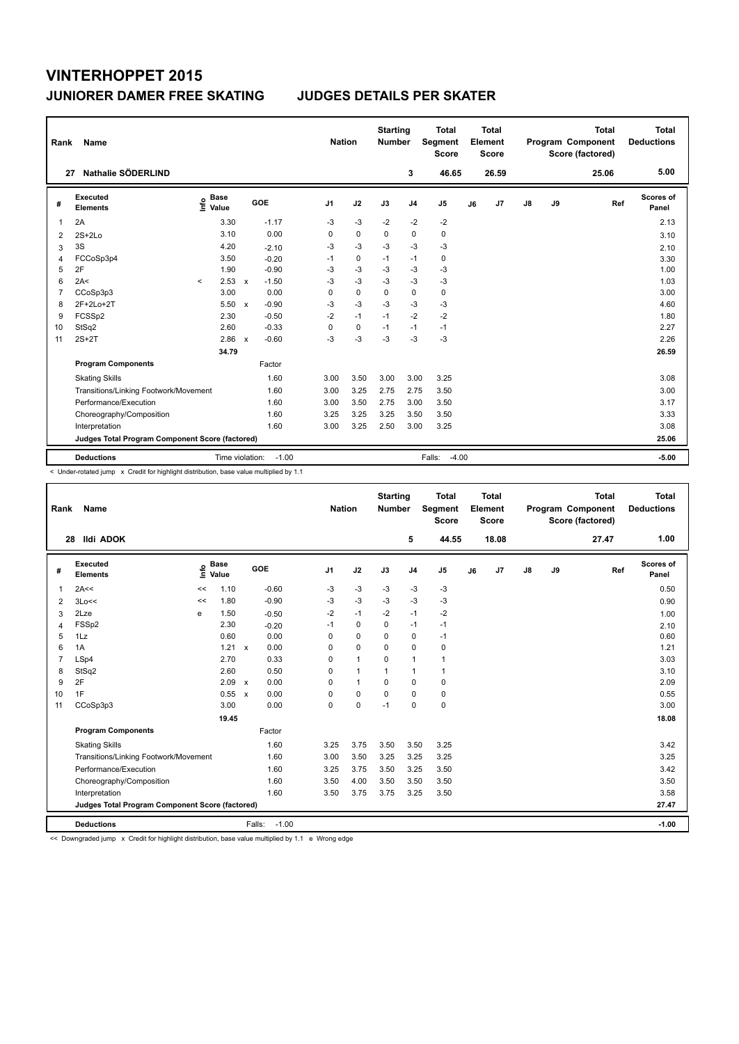# VINTERHOPPET 2015

## JUNIORER DAMER FREE SKATING JUDGES DETAILS PER SKATER

| Rank | Name | Nation | Starting Number | Total Segment Score | Total Element Score | Total Program Component Score (factored) | Total Deductions |
|---|---|---|---|---|---|---|---|
| 27 | Nathalie SÖDERLIND | | 3 | 46.65 | 26.59 | 25.06 | 5.00 |

| # | Executed Elements | Info | Base Value | | GOE | J1 | J2 | J3 | J4 | J5 | J6 | J7 | J8 | J9 | Ref | Scores of Panel |
|---|---|---|---|---|---|---|---|---|---|---|---|---|---|---|---|---|
| 1 | 2A | | 3.30 | | -1.17 | -3 | -3 | -2 | -2 | -2 | | | | | | 2.13 |
| 2 | 2S+2Lo | | 3.10 | | 0.00 | 0 | 0 | 0 | 0 | 0 | | | | | | 3.10 |
| 3 | 3S | | 4.20 | | -2.10 | -3 | -3 | -3 | -3 | -3 | | | | | | 2.10 |
| 4 | FCCoSp3p4 | | 3.50 | | -0.20 | -1 | 0 | -1 | -1 | 0 | | | | | | 3.30 |
| 5 | 2F | | 1.90 | | -0.90 | -3 | -3 | -3 | -3 | -3 | | | | | | 1.00 |
| 6 | 2A< | < | 2.53 | x | -1.50 | -3 | -3 | -3 | -3 | -3 | | | | | | 1.03 |
| 7 | CCoSp3p3 | | 3.00 | | 0.00 | 0 | 0 | 0 | 0 | 0 | | | | | | 3.00 |
| 8 | 2F+2Lo+2T | | 5.50 | x | -0.90 | -3 | -3 | -3 | -3 | -3 | | | | | | 4.60 |
| 9 | FCSSp2 | | 2.30 | | -0.50 | -2 | -1 | -1 | -2 | -2 | | | | | | 1.80 |
| 10 | StSq2 | | 2.60 | | -0.33 | 0 | 0 | -1 | -1 | -1 | | | | | | 2.27 |
| 11 | 2S+2T | | 2.86 | x | -0.60 | -3 | -3 | -3 | -3 | -3 | | | | | | 2.26 |
| | | | 34.79 | | | | | | | | | | | | | 26.59 |
| | **Program Components** | | | | Factor | | | | | | | | | | | |
| | Skating Skills | | | | 1.60 | 3.00 | 3.50 | 3.00 | 3.00 | 3.25 | | | | | | 3.08 |
| | Transitions/Linking Footwork/Movement | | | | 1.60 | 3.00 | 3.25 | 2.75 | 2.75 | 3.50 | | | | | | 3.00 |
| | Performance/Execution | | | | 1.60 | 3.00 | 3.50 | 2.75 | 3.00 | 3.50 | | | | | | 3.17 |
| | Choreography/Composition | | | | 1.60 | 3.25 | 3.25 | 3.25 | 3.50 | 3.50 | | | | | | 3.33 |
| | Interpretation | | | | 1.60 | 3.00 | 3.25 | 2.50 | 3.00 | 3.25 | | | | | | 3.08 |
| | **Judges Total Program Component Score (factored)** | | | | | | | | | | | | | | | 25.06 |
| | **Deductions** | | Time violation: | | -1.00 | | | | | Falls: -4.00 | | | | | | -5.00 |

< Under-rotated jump x Credit for highlight distribution, base value multiplied by 1.1

| Rank | Name | Nation | Starting Number | Total Segment Score | Total Element Score | Total Program Component Score (factored) | Total Deductions |
|---|---|---|---|---|---|---|---|
| 28 | Ildi ADOK | | 5 | 44.55 | 18.08 | 27.47 | 1.00 |

| # | Executed Elements | Info | Base Value | | GOE | J1 | J2 | J3 | J4 | J5 | J6 | J7 | J8 | J9 | Ref | Scores of Panel |
|---|---|---|---|---|---|---|---|---|---|---|---|---|---|---|---|---|
| 1 | 2A<< | << | 1.10 | | -0.60 | -3 | -3 | -3 | -3 | -3 | | | | | | 0.50 |
| 2 | 3Lo<< | << | 1.80 | | -0.90 | -3 | -3 | -3 | -3 | -3 | | | | | | 0.90 |
| 3 | 2Lze | e | 1.50 | | -0.50 | -2 | -1 | -2 | -1 | -2 | | | | | | 1.00 |
| 4 | FSSp2 | | 2.30 | | -0.20 | -1 | 0 | 0 | -1 | -1 | | | | | | 2.10 |
| 5 | 1Lz | | 0.60 | | 0.00 | 0 | 0 | 0 | 0 | -1 | | | | | | 0.60 |
| 6 | 1A | | 1.21 | x | 0.00 | 0 | 0 | 0 | 0 | 0 | | | | | | 1.21 |
| 7 | LSp4 | | 2.70 | | 0.33 | 0 | 1 | 0 | 1 | 1 | | | | | | 3.03 |
| 8 | StSq2 | | 2.60 | | 0.50 | 0 | 1 | 1 | 1 | 1 | | | | | | 3.10 |
| 9 | 2F | | 2.09 | x | 0.00 | 0 | 1 | 0 | 0 | 0 | | | | | | 2.09 |
| 10 | 1F | | 0.55 | x | 0.00 | 0 | 0 | 0 | 0 | 0 | | | | | | 0.55 |
| 11 | CCoSp3p3 | | 3.00 | | 0.00 | 0 | 0 | -1 | 0 | 0 | | | | | | 3.00 |
| | | | 19.45 | | | | | | | | | | | | | 18.08 |
| | **Program Components** | | | | Factor | | | | | | | | | | | |
| | Skating Skills | | | | 1.60 | 3.25 | 3.75 | 3.50 | 3.50 | 3.25 | | | | | | 3.42 |
| | Transitions/Linking Footwork/Movement | | | | 1.60 | 3.00 | 3.50 | 3.25 | 3.25 | 3.25 | | | | | | 3.25 |
| | Performance/Execution | | | | 1.60 | 3.25 | 3.75 | 3.50 | 3.25 | 3.50 | | | | | | 3.42 |
| | Choreography/Composition | | | | 1.60 | 3.50 | 4.00 | 3.50 | 3.50 | 3.50 | | | | | | 3.50 |
| | Interpretation | | | | 1.60 | 3.50 | 3.75 | 3.75 | 3.25 | 3.50 | | | | | | 3.58 |
| | **Judges Total Program Component Score (factored)** | | | | | | | | | | | | | | | 27.47 |
| | **Deductions** | | Falls: | | -1.00 | | | | | | | | | | | -1.00 |

<< Downgraded jump x Credit for highlight distribution, base value multiplied by 1.1 e Wrong edge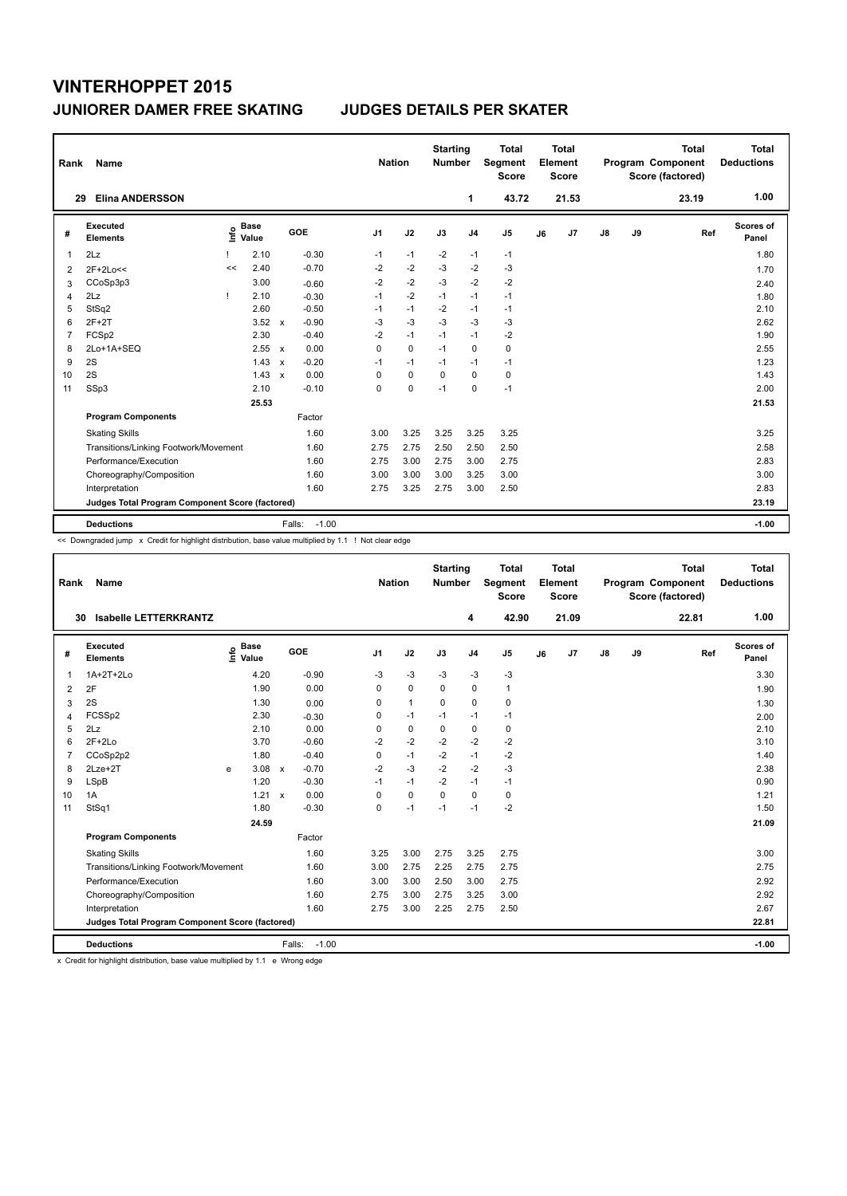# VINTERHOPPET 2015

## JUNIORER DAMER FREE SKATING — JUDGES DETAILS PER SKATER

| Rank | Name | Nation | Starting Number | Total Segment Score | Total Element Score | Total Program Component Score (factored) | Total Deductions |
|---|---|---|---|---|---|---|---|
| 29 | Elina ANDERSSON | | 1 | 43.72 | 21.53 | 23.19 | 1.00 |

| # | Executed Elements | Info | Base Value | | GOE | J1 | J2 | J3 | J4 | J5 | J6 | J7 | J8 | J9 | Ref | Scores of Panel |
|---|---|---|---|---|---|---|---|---|---|---|---|---|---|---|---|---|
| 1 | 2Lz | ! | 2.10 | | -0.30 | -1 | -1 | -2 | -1 | -1 | | | | | | 1.80 |
| 2 | 2F+2Lo<< | << | 2.40 | | -0.70 | -2 | -2 | -3 | -2 | -3 | | | | | | 1.70 |
| 3 | CCoSp3p3 | | 3.00 | | -0.60 | -2 | -2 | -3 | -2 | -2 | | | | | | 2.40 |
| 4 | 2Lz | ! | 2.10 | | -0.30 | -1 | -2 | -1 | -1 | -1 | | | | | | 1.80 |
| 5 | StSq2 | | 2.60 | | -0.50 | -1 | -1 | -2 | -1 | -1 | | | | | | 2.10 |
| 6 | 2F+2T | | 3.52 | x | -0.90 | -3 | -3 | -3 | -3 | -3 | | | | | | 2.62 |
| 7 | FCSp2 | | 2.30 | | -0.40 | -2 | -1 | -1 | -1 | -2 | | | | | | 1.90 |
| 8 | 2Lo+1A+SEQ | | 2.55 | x | 0.00 | 0 | 0 | -1 | 0 | 0 | | | | | | 2.55 |
| 9 | 2S | | 1.43 | x | -0.20 | -1 | -1 | -1 | -1 | -1 | | | | | | 1.23 |
| 10 | 2S | | 1.43 | x | 0.00 | 0 | 0 | 0 | 0 | 0 | | | | | | 1.43 |
| 11 | SSp3 | | 2.10 | | -0.10 | 0 | 0 | -1 | 0 | -1 | | | | | | 2.00 |
| | | | 25.53 | | | | | | | | | | | | | 21.53 |
| | **Program Components** | | | | Factor | | | | | | | | | | | |
| | Skating Skills | | | | 1.60 | 3.00 | 3.25 | 3.25 | 3.25 | 3.25 | | | | | | 3.25 |
| | Transitions/Linking Footwork/Movement | | | | 1.60 | 2.75 | 2.75 | 2.50 | 2.50 | 2.50 | | | | | | 2.58 |
| | Performance/Execution | | | | 1.60 | 2.75 | 3.00 | 2.75 | 3.00 | 2.75 | | | | | | 2.83 |
| | Choreography/Composition | | | | 1.60 | 3.00 | 3.00 | 3.00 | 3.25 | 3.00 | | | | | | 3.00 |
| | Interpretation | | | | 1.60 | 2.75 | 3.25 | 2.75 | 3.00 | 2.50 | | | | | | 2.83 |
| | **Judges Total Program Component Score (factored)** | | | | | | | | | | | | | | | 23.19 |
| | **Deductions** | | | | Falls: -1.00 | | | | | | | | | | | -1.00 |

<< Downgraded jump x Credit for highlight distribution, base value multiplied by 1.1 ! Not clear edge

| Rank | Name | Nation | Starting Number | Total Segment Score | Total Element Score | Total Program Component Score (factored) | Total Deductions |
|---|---|---|---|---|---|---|---|
| 30 | Isabelle LETTERKRANTZ | | 4 | 42.90 | 21.09 | 22.81 | 1.00 |

| # | Executed Elements | Info | Base Value | | GOE | J1 | J2 | J3 | J4 | J5 | J6 | J7 | J8 | J9 | Ref | Scores of Panel |
|---|---|---|---|---|---|---|---|---|---|---|---|---|---|---|---|---|
| 1 | 1A+2T+2Lo | | 4.20 | | -0.90 | -3 | -3 | -3 | -3 | -3 | | | | | | 3.30 |
| 2 | 2F | | 1.90 | | 0.00 | 0 | 0 | 0 | 0 | 1 | | | | | | 1.90 |
| 3 | 2S | | 1.30 | | 0.00 | 0 | 1 | 0 | 0 | 0 | | | | | | 1.30 |
| 4 | FCSSp2 | | 2.30 | | -0.30 | 0 | -1 | -1 | -1 | -1 | | | | | | 2.00 |
| 5 | 2Lz | | 2.10 | | 0.00 | 0 | 0 | 0 | 0 | 0 | | | | | | 2.10 |
| 6 | 2F+2Lo | | 3.70 | | -0.60 | -2 | -2 | -2 | -2 | -2 | | | | | | 3.10 |
| 7 | CCoSp2p2 | | 1.80 | | -0.40 | 0 | -1 | -2 | -1 | -2 | | | | | | 1.40 |
| 8 | 2Lze+2T | e | 3.08 | x | -0.70 | -2 | -3 | -2 | -2 | -3 | | | | | | 2.38 |
| 9 | LSpB | | 1.20 | | -0.30 | -1 | -1 | -2 | -1 | -1 | | | | | | 0.90 |
| 10 | 1A | | 1.21 | x | 0.00 | 0 | 0 | 0 | 0 | 0 | | | | | | 1.21 |
| 11 | StSq1 | | 1.80 | | -0.30 | 0 | -1 | -1 | -1 | -2 | | | | | | 1.50 |
| | | | 24.59 | | | | | | | | | | | | | 21.09 |
| | **Program Components** | | | | Factor | | | | | | | | | | | |
| | Skating Skills | | | | 1.60 | 3.25 | 3.00 | 2.75 | 3.25 | 2.75 | | | | | | 3.00 |
| | Transitions/Linking Footwork/Movement | | | | 1.60 | 3.00 | 2.75 | 2.25 | 2.75 | 2.75 | | | | | | 2.75 |
| | Performance/Execution | | | | 1.60 | 3.00 | 3.00 | 2.50 | 3.00 | 2.75 | | | | | | 2.92 |
| | Choreography/Composition | | | | 1.60 | 2.75 | 3.00 | 2.75 | 3.25 | 3.00 | | | | | | 2.92 |
| | Interpretation | | | | 1.60 | 2.75 | 3.00 | 2.25 | 2.75 | 2.50 | | | | | | 2.67 |
| | **Judges Total Program Component Score (factored)** | | | | | | | | | | | | | | | 22.81 |
| | **Deductions** | | | | Falls: -1.00 | | | | | | | | | | | -1.00 |

x Credit for highlight distribution, base value multiplied by 1.1 e Wrong edge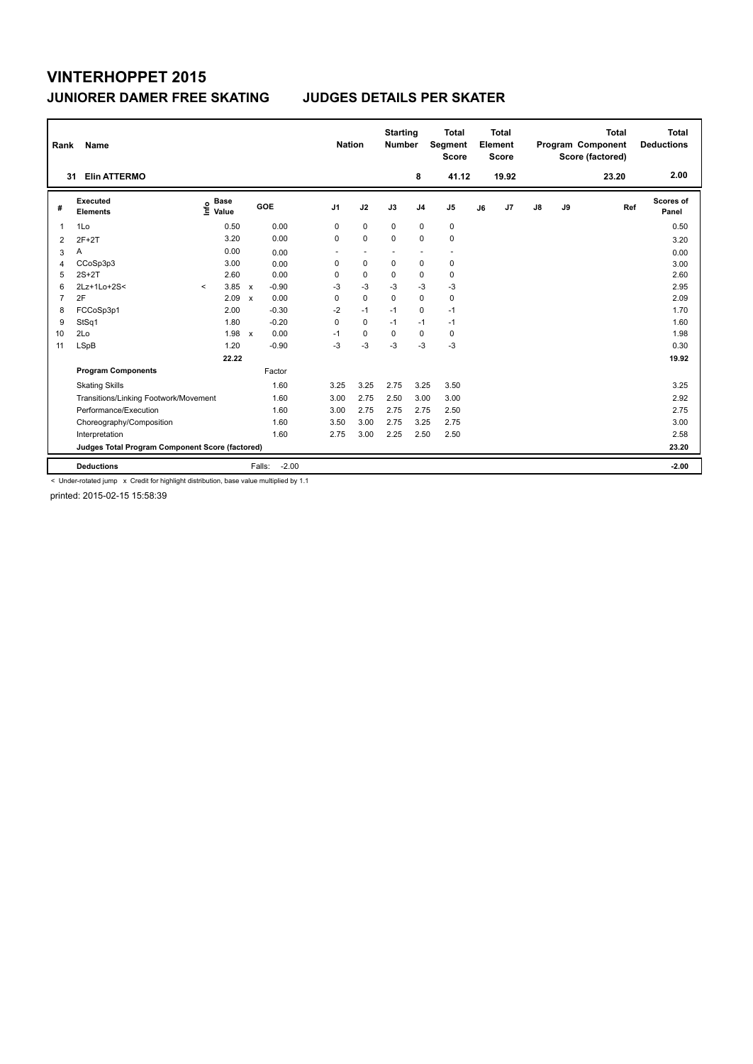# VINTERHOPPET 2015

## JUNIORER DAMER FREE SKATING JUDGES DETAILS PER SKATER

| Rank | Name | Nation | Starting Number | Total Segment Score | Total Element Score | Total Program Component Score (factored) | Total Deductions |
|---|---|---|---|---|---|---|---|
| 31 | Elin ATTERMO | | 8 | 41.12 | 19.92 | 23.20 | 2.00 |

| # | Executed Elements | Info | Base Value | | GOE | J1 | J2 | J3 | J4 | J5 | J6 | J7 | J8 | J9 | Ref | Scores of Panel |
|---|---|---|---|---|---|---|---|---|---|---|---|---|---|---|---|---|
| 1 | 1Lo | | 0.50 | | 0.00 | 0 | 0 | 0 | 0 | 0 | | | | | | 0.50 |
| 2 | 2F+2T | | 3.20 | | 0.00 | 0 | 0 | 0 | 0 | 0 | | | | | | 3.20 |
| 3 | A | | 0.00 | | 0.00 | - | - | - | - | - | | | | | | 0.00 |
| 4 | CCoSp3p3 | | 3.00 | | 0.00 | 0 | 0 | 0 | 0 | 0 | | | | | | 3.00 |
| 5 | 2S+2T | | 2.60 | | 0.00 | 0 | 0 | 0 | 0 | 0 | | | | | | 2.60 |
| 6 | 2Lz+1Lo+2S< | < | 3.85 | x | -0.90 | -3 | -3 | -3 | -3 | -3 | | | | | | 2.95 |
| 7 | 2F | | 2.09 | x | 0.00 | 0 | 0 | 0 | 0 | 0 | | | | | | 2.09 |
| 8 | FCCoSp3p1 | | 2.00 | | -0.30 | -2 | -1 | -1 | 0 | -1 | | | | | | 1.70 |
| 9 | StSq1 | | 1.80 | | -0.20 | 0 | 0 | -1 | -1 | -1 | | | | | | 1.60 |
| 10 | 2Lo | | 1.98 | x | 0.00 | -1 | 0 | 0 | 0 | 0 | | | | | | 1.98 |
| 11 | LSpB | | 1.20 | | -0.90 | -3 | -3 | -3 | -3 | -3 | | | | | | 0.30 |
| | | | 22.22 | | | | | | | | | | | | | 19.92 |
| | **Program Components** | | | | Factor | | | | | | | | | | | |
| | Skating Skills | | | | 1.60 | 3.25 | 3.25 | 2.75 | 3.25 | 3.50 | | | | | | 3.25 |
| | Transitions/Linking Footwork/Movement | | | | 1.60 | 3.00 | 2.75 | 2.50 | 3.00 | 3.00 | | | | | | 2.92 |
| | Performance/Execution | | | | 1.60 | 3.00 | 2.75 | 2.75 | 2.75 | 2.50 | | | | | | 2.75 |
| | Choreography/Composition | | | | 1.60 | 3.50 | 3.00 | 2.75 | 3.25 | 2.75 | | | | | | 3.00 |
| | Interpretation | | | | 1.60 | 2.75 | 3.00 | 2.25 | 2.50 | 2.50 | | | | | | 2.58 |
| | **Judges Total Program Component Score (factored)** | | | | | | | | | | | | | | | 23.20 |
| | **Deductions** | | | | Falls: -2.00 | | | | | | | | | | | -2.00 |

< Under-rotated jump x Credit for highlight distribution, base value multiplied by 1.1

printed: 2015-02-15 15:58:39